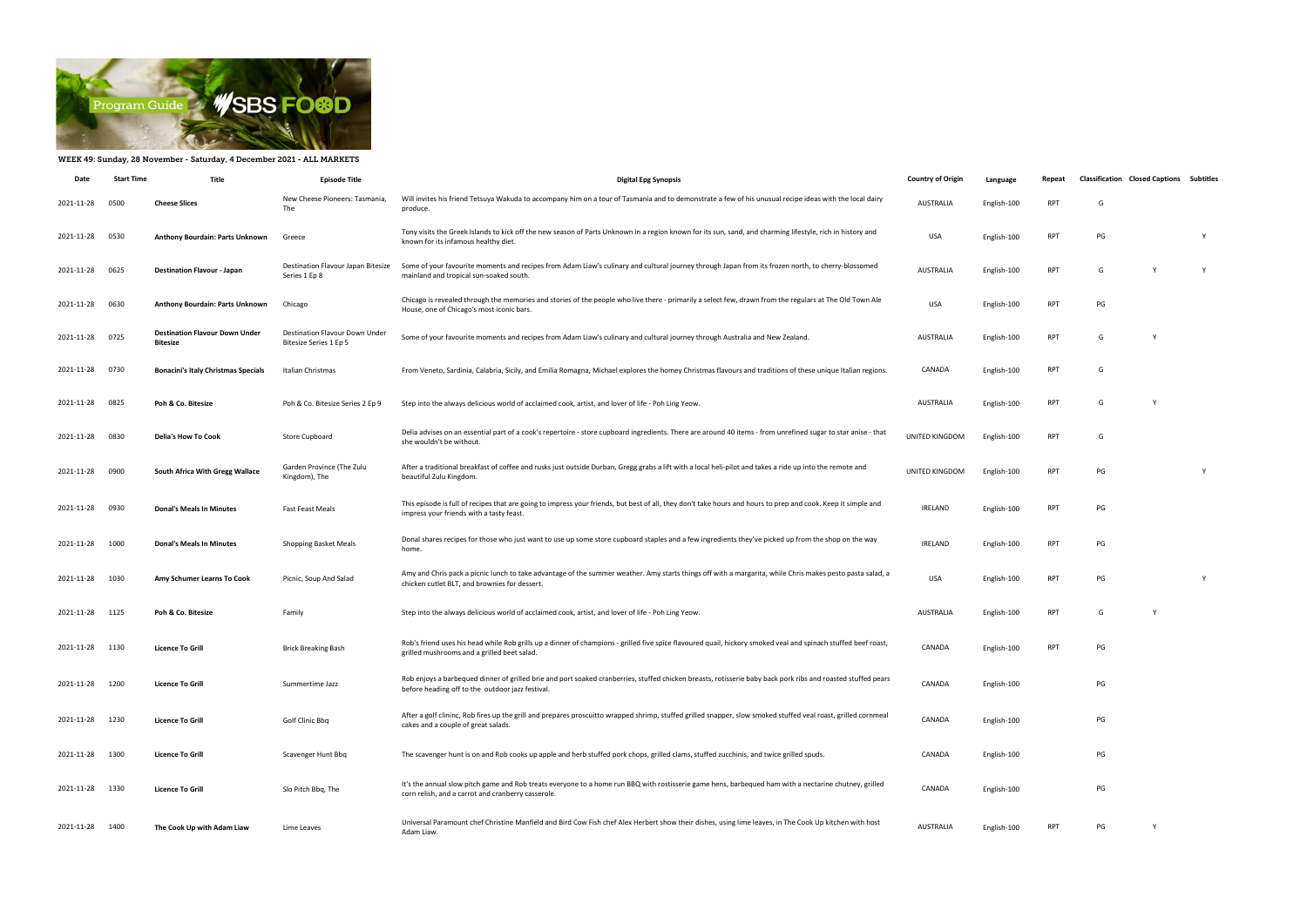**WEEK 49: Sunday, 28 November - Saturday, 4 December 2021 - ALL MARKETS**

| Date | Start Time | Title | Episode Title | Digital Epg Synopsis | Country of Origin | Language | Repeat | Classification | Closed Captions | Subtitles |
|---|---|---|---|---|---|---|---|---|---|---|
| 2021-11-28 | 0500 | **Cheese Slices** | New Cheese Pioneers: Tasmania, The | Will invites his friend Tetsuya Wakuda to accompany him on a tour of Tasmania and to demonstrate a few of his unusual recipe ideas with the local dairy produce. | AUSTRALIA | English-100 | RPT | G | | |
| 2021-11-28 | 0530 | **Anthony Bourdain: Parts Unknown** | Greece | Tony visits the Greek Islands to kick off the new season of Parts Unknown in a region known for its sun, sand, and charming lifestyle, rich in history and known for its infamous healthy diet. | USA | English-100 | RPT | PG | | Y |
| 2021-11-28 | 0625 | **Destination Flavour - Japan** | Destination Flavour Japan Bitesize Series 1 Ep 8 | Some of your favourite moments and recipes from Adam Liaw's culinary and cultural journey through Japan from its frozen north, to cherry-blossomed mainland and tropical sun-soaked south. | AUSTRALIA | English-100 | RPT | G | Y | Y |
| 2021-11-28 | 0630 | **Anthony Bourdain: Parts Unknown** | Chicago | Chicago is revealed through the memories and stories of the people who live there - primarily a select few, drawn from the regulars at The Old Town Ale House, one of Chicago's most iconic bars. | USA | English-100 | RPT | PG | | |
| 2021-11-28 | 0725 | **Destination Flavour Down Under Bitesize** | Destination Flavour Down Under Bitesize Series 1 Ep 5 | Some of your favourite moments and recipes from Adam Liaw's culinary and cultural journey through Australia and New Zealand. | AUSTRALIA | English-100 | RPT | G | Y | |
| 2021-11-28 | 0730 | **Bonacini's Italy Christmas Specials** | Italian Christmas | From Veneto, Sardinia, Calabria, Sicily, and Emilia Romagna, Michael explores the homey Christmas flavours and traditions of these unique Italian regions. | CANADA | English-100 | RPT | G | | |
| 2021-11-28 | 0825 | **Poh & Co. Bitesize** | Poh & Co. Bitesize Series 2 Ep 9 | Step into the always delicious world of acclaimed cook, artist, and lover of life - Poh Ling Yeow. | AUSTRALIA | English-100 | RPT | G | Y | |
| 2021-11-28 | 0830 | **Delia's How To Cook** | Store Cupboard | Delia advises on an essential part of a cook's repertoire - store cupboard ingredients. There are around 40 items - from unrefined sugar to star anise - that she wouldn't be without. | UNITED KINGDOM | English-100 | RPT | G | | |
| 2021-11-28 | 0900 | **South Africa With Gregg Wallace** | Garden Province (The Zulu Kingdom), The | After a traditional breakfast of coffee and rusks just outside Durban, Gregg grabs a lift with a local heli-pilot and takes a ride up into the remote and beautiful Zulu Kingdom. | UNITED KINGDOM | English-100 | RPT | PG | | Y |
| 2021-11-28 | 0930 | **Donal's Meals In Minutes** | Fast Feast Meals | This episode is full of recipes that are going to impress your friends, but best of all, they don't take hours and hours to prep and cook. Keep it simple and impress your friends with a tasty feast. | IRELAND | English-100 | RPT | PG | | |
| 2021-11-28 | 1000 | **Donal's Meals In Minutes** | Shopping Basket Meals | Donal shares recipes for those who just want to use up some store cupboard staples and a few ingredients they've picked up from the shop on the way home. | IRELAND | English-100 | RPT | PG | | |
| 2021-11-28 | 1030 | **Amy Schumer Learns To Cook** | Picnic, Soup And Salad | Amy and Chris pack a picnic lunch to take advantage of the summer weather. Amy starts things off with a margarita, while Chris makes pesto pasta salad, a chicken cutlet BLT, and brownies for dessert. | USA | English-100 | RPT | PG | | Y |
| 2021-11-28 | 1125 | **Poh & Co. Bitesize** | Family | Step into the always delicious world of acclaimed cook, artist, and lover of life - Poh Ling Yeow. | AUSTRALIA | English-100 | RPT | G | Y | |
| 2021-11-28 | 1130 | **Licence To Grill** | Brick Breaking Bash | Rob's friend uses his head while Rob grills up a dinner of champions - grilled five spice flavoured quail, hickory smoked veal and spinach stuffed beef roast, grilled mushrooms and a grilled beet salad. | CANADA | English-100 | RPT | PG | | |
| 2021-11-28 | 1200 | **Licence To Grill** | Summertime Jazz | Rob enjoys a barbequed dinner of grilled brie and port soaked cranberries, stuffed chicken breasts, rotisserie baby back pork ribs and roasted stuffed pears before heading off to the outdoor jazz festival. | CANADA | English-100 | | PG | | |
| 2021-11-28 | 1230 | **Licence To Grill** | Golf Clinic Bbq | After a golf clininc, Rob fires up the grill and prepares proscuitto wrapped shrimp, stuffed grilled snapper, slow smoked stuffed veal roast, grilled cornmeal cakes and a couple of great salads. | CANADA | English-100 | | PG | | |
| 2021-11-28 | 1300 | **Licence To Grill** | Scavenger Hunt Bbq | The scavenger hunt is on and Rob cooks up apple and herb stuffed pork chops, grilled clams, stuffed zucchinis, and twice grilled spuds. | CANADA | English-100 | | PG | | |
| 2021-11-28 | 1330 | **Licence To Grill** | Slo Pitch Bbq, The | It's the annual slow pitch game and Rob treats everyone to a home run BBQ with rostisserie game hens, barbequed ham with a nectarine chutney, grilled corn relish, and a carrot and cranberry casserole. | CANADA | English-100 | | PG | | |
| 2021-11-28 | 1400 | **The Cook Up with Adam Liaw** | Lime Leaves | Universal Paramount chef Christine Manfield and Bird Cow Fish chef Alex Herbert show their dishes, using lime leaves, in The Cook Up kitchen with host Adam Liaw. | AUSTRALIA | English-100 | RPT | PG | Y | |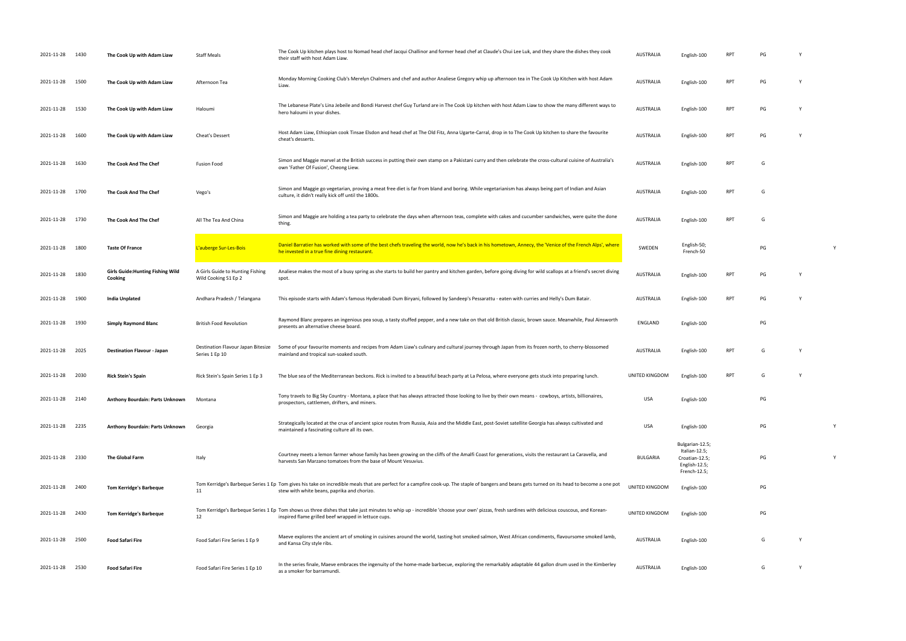| | | | | | | | | | | |
|---|---|---|---|---|---|---|---|---|---|---|
| 2021-11-28 | 1430 | **The Cook Up with Adam Liaw** | Staff Meals | The Cook Up kitchen plays host to Nomad head chef Jacqui Challinor and former head chef at Claude's Chui Lee Luk, and they share the dishes they cook their staff with host Adam Liaw. | AUSTRALIA | English-100 | RPT | PG | Y | |
| 2021-11-28 | 1500 | **The Cook Up with Adam Liaw** | Afternoon Tea | Monday Morning Cooking Club's Merelyn Chalmers and chef and author Analiese Gregory whip up afternoon tea in The Cook Up Kitchen with host Adam Liaw. | AUSTRALIA | English-100 | RPT | PG | Y | |
| 2021-11-28 | 1530 | **The Cook Up with Adam Liaw** | Haloumi | The Lebanese Plate's Lina Jebeile and Bondi Harvest chef Guy Turland are in The Cook Up kitchen with host Adam Liaw to show the many different ways to hero haloumi in your dishes. | AUSTRALIA | English-100 | RPT | PG | Y | |
| 2021-11-28 | 1600 | **The Cook Up with Adam Liaw** | Cheat's Dessert | Host Adam Liaw, Ethiopian cook Tinsae Elsdon and head chef at The Old Fitz, Anna Ugarte-Carral, drop in to The Cook Up kitchen to share the favourite cheat's desserts. | AUSTRALIA | English-100 | RPT | PG | Y | |
| 2021-11-28 | 1630 | **The Cook And The Chef** | Fusion Food | Simon and Maggie marvel at the British success in putting their own stamp on a Pakistani curry and then celebrate the cross-cultural cuisine of Australia's own 'Father Of Fusion', Cheong Liew. | AUSTRALIA | English-100 | RPT | G | | |
| 2021-11-28 | 1700 | **The Cook And The Chef** | Vego's | Simon and Maggie go vegetarian, proving a meat free diet is far from bland and boring. While vegetarianism has always being part of Indian and Asian culture, it didn't really kick off until the 1800s. | AUSTRALIA | English-100 | RPT | G | | |
| 2021-11-28 | 1730 | **The Cook And The Chef** | All The Tea And China | Simon and Maggie are holding a tea party to celebrate the days when afternoon teas, complete with cakes and cucumber sandwiches, were quite the done thing. | AUSTRALIA | English-100 | RPT | G | | |
| 2021-11-28 | 1800 | **Taste Of France** | L'auberge Sur-Les-Bois | Daniel Barratier has worked with some of the best chefs traveling the world, now he's back in his hometown, Annecy, the 'Venice of the French Alps', where he invested in a true fine dining restaurant. | SWEDEN | English-50; French-50 | | PG | | Y |
| 2021-11-28 | 1830 | **Girls Guide:Hunting Fishing Wild Cooking** | A Girls Guide to Hunting Fishing Wild Cooking S1 Ep 2 | Analiese makes the most of a busy spring as she starts to build her pantry and kitchen garden, before going diving for wild scallops at a friend's secret diving spot. | AUSTRALIA | English-100 | RPT | PG | Y | |
| 2021-11-28 | 1900 | **India Unplated** | Andhra Pradesh / Telangana | This episode starts with Adam's famous Hyderabadi Dum Biryani, followed by Sandeep's Pessarattu - eaten with curries and Helly's Dum Batair. | AUSTRALIA | English-100 | RPT | PG | Y | |
| 2021-11-28 | 1930 | **Simply Raymond Blanc** | British Food Revolution | Raymond Blanc prepares an ingenious pea soup, a tasty stuffed pepper, and a new take on that old British classic, brown sauce. Meanwhile, Paul Ainsworth presents an alternative cheese board. | ENGLAND | English-100 | | PG | | |
| 2021-11-28 | 2025 | **Destination Flavour - Japan** | Destination Flavour Japan Bitesize Series 1 Ep 10 | Some of your favourite moments and recipes from Adam Liaw's culinary and cultural journey through Japan from its frozen north, to cherry-blossomed mainland and tropical sun-soaked south. | AUSTRALIA | English-100 | RPT | G | Y | |
| 2021-11-28 | 2030 | **Rick Stein's Spain** | Rick Stein's Spain Series 1 Ep 3 | The blue sea of the Mediterranean beckons. Rick is invited to a beautiful beach party at La Pelosa, where everyone gets stuck into preparing lunch. | UNITED KINGDOM | English-100 | RPT | G | Y | |
| 2021-11-28 | 2140 | **Anthony Bourdain: Parts Unknown** | Montana | Tony travels to Big Sky Country - Montana, a place that has always attracted those looking to live by their own means - cowboys, artists, billionaires, prospectors, cattlemen, drifters, and miners. | USA | English-100 | | PG | | |
| 2021-11-28 | 2235 | **Anthony Bourdain: Parts Unknown** | Georgia | Strategically located at the crux of ancient spice routes from Russia, Asia and the Middle East, post-Soviet satellite Georgia has always cultivated and maintained a fascinating culture all its own. | USA | English-100 | | PG | | Y |
| 2021-11-28 | 2330 | **The Global Farm** | Italy | Courtney meets a lemon farmer whose family has been growing on the cliffs of the Amalfi Coast for generations, visits the restaurant La Caravella, and harvests San Marzano tomatoes from the base of Mount Vesuvius. | BULGARIA | Bulgarian-12.5; Italian-12.5; Croatian-12.5; English-12.5; French-12.5; | | PG | | Y |
| 2021-11-28 | 2400 | **Tom Kerridge's Barbeque** | Tom Kerridge's Barbeque Series 1 Ep 11 | Tom gives his take on incredible meals that are perfect for a campfire cook-up. The staple of bangers and beans gets turned on its head to become a one pot stew with white beans, paprika and chorizo. | UNITED KINGDOM | English-100 | | PG | | |
| 2021-11-28 | 2430 | **Tom Kerridge's Barbeque** | Tom Kerridge's Barbeque Series 1 Ep 12 | Tom shows us three dishes that take just minutes to whip up - incredible 'choose your own' pizzas, fresh sardines with delicious couscous, and Korean-inspired flame grilled beef wrapped in lettuce cups. | UNITED KINGDOM | English-100 | | PG | | |
| 2021-11-28 | 2500 | **Food Safari Fire** | Food Safari Fire Series 1 Ep 9 | Maeve explores the ancient art of smoking in cuisines around the world, tasting hot smoked salmon, West African condiments, flavoursome smoked lamb, and Kansa City style ribs. | AUSTRALIA | English-100 | | G | Y | |
| 2021-11-28 | 2530 | **Food Safari Fire** | Food Safari Fire Series 1 Ep 10 | In the series finale, Maeve embraces the ingenuity of the home-made barbecue, exploring the remarkably adaptable 44 gallon drum used in the Kimberley as a smoker for barramundi. | AUSTRALIA | English-100 | | G | Y | |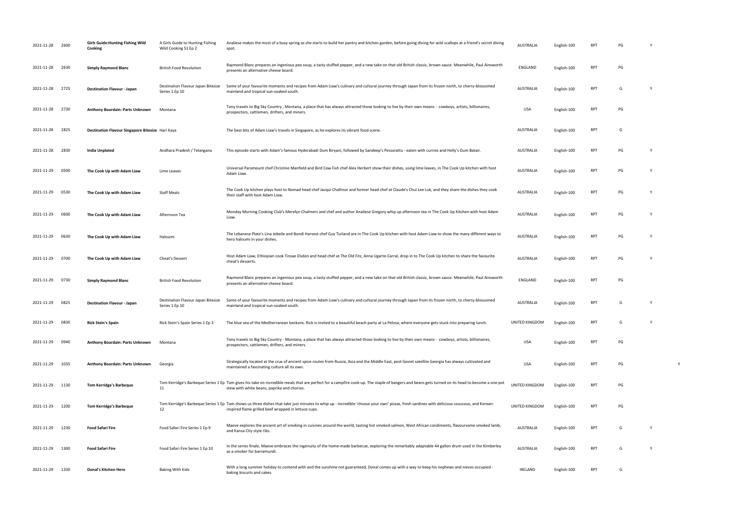| | | | | | | | | | | |
|---|---|---|---|---|---|---|---|---|---|---|
| 2021-11-28 | 2600 | **Girls Guide:Hunting Fishing Wild Cooking** | A Girls Guide to Hunting Fishing Wild Cooking S1 Ep 2 | Analiese makes the most of a busy spring as she starts to build her pantry and kitchen garden, before going diving for wild scallops at a friend's secret diving spot. | AUSTRALIA | English-100 | RPT | PG | Y | |
| 2021-11-28 | 2630 | **Simply Raymond Blanc** | British Food Revolution | Raymond Blanc prepares an ingenious pea soup, a tasty stuffed pepper, and a new take on that old British classic, brown sauce. Meanwhile, Paul Ainsworth presents an alternative cheese board. | ENGLAND | English-100 | RPT | PG | | |
| 2021-11-28 | 2725 | **Destination Flavour - Japan** | Destination Flavour Japan Bitesize Series 1 Ep 10 | Some of your favourite moments and recipes from Adam Liaw's culinary and cultural journey through Japan from its frozen north, to cherry-blossomed mainland and tropical sun-soaked south. | AUSTRALIA | English-100 | RPT | G | Y | |
| 2021-11-28 | 2730 | **Anthony Bourdain: Parts Unknown** | Montana | Tony travels to Big Sky Country , Montana, a place that has always attracted those looking to live by their own means - cowboys, artists, billionaires, prospectors, cattlemen, drifters, and miners. | USA | English-100 | RPT | PG | | |
| 2021-11-28 | 2825 | **Destination Flavour Singapore Bitesize** | Hari Kaya | The best bits of Adam Liaw's travels in Singapore, as he explores its vibrant food scene. | AUSTRALIA | English-100 | RPT | G | | |
| 2021-11-28 | 2830 | **India Unplated** | Andhara Pradesh / Telangana | This episode starts with Adam's famous Hyderabadi Dum Biryani, followed by Sandeep's Pessarattu - eaten with curries and Helly's Dum Batair. | AUSTRALIA | English-100 | RPT | PG | Y | |
| 2021-11-29 | 0500 | **The Cook Up with Adam Liaw** | Lime Leaves | Universal Paramount chef Christine Manfield and Bird Cow Fish chef Alex Herbert show their dishes, using lime leaves, in The Cook Up kitchen with host Adam Liaw. | AUSTRALIA | English-100 | RPT | PG | Y | |
| 2021-11-29 | 0530 | **The Cook Up with Adam Liaw** | Staff Meals | The Cook Up kitchen plays host to Nomad head chef Jacqui Challinor and former head chef at Claude's Chui Lee Luk, and they share the dishes they cook their staff with host Adam Liaw. | AUSTRALIA | English-100 | RPT | PG | Y | |
| 2021-11-29 | 0600 | **The Cook Up with Adam Liaw** | Afternoon Tea | Monday Morning Cooking Club's Merelyn Chalmers and chef and author Analiese Gregory whip up afternoon tea in The Cook Up Kitchen with host Adam Liaw. | AUSTRALIA | English-100 | RPT | PG | Y | |
| 2021-11-29 | 0630 | **The Cook Up with Adam Liaw** | Haloumi | The Lebanese Plate's Lina Jebeile and Bondi Harvest chef Guy Turland are in The Cook Up kitchen with host Adam Liaw to show the many different ways to hero haloumi in your dishes. | AUSTRALIA | English-100 | RPT | PG | Y | |
| 2021-11-29 | 0700 | **The Cook Up with Adam Liaw** | Cheat's Dessert | Host Adam Liaw, Ethiopian cook Tinsae Elsdon and head chef at The Old Fitz, Anna Ugarte-Carral, drop in to The Cook Up kitchen to share the favourite cheat's desserts. | AUSTRALIA | English-100 | RPT | PG | Y | |
| 2021-11-29 | 0730 | **Simply Raymond Blanc** | British Food Revolution | Raymond Blanc prepares an ingenious pea soup, a tasty stuffed pepper, and a new take on that old British classic, brown sauce. Meanwhile, Paul Ainsworth presents an alternative cheese board. | ENGLAND | English-100 | RPT | PG | | |
| 2021-11-29 | 0825 | **Destination Flavour - Japan** | Destination Flavour Japan Bitesize Series 1 Ep 10 | Some of your favourite moments and recipes from Adam Liaw's culinary and cultural journey through Japan from its frozen north, to cherry-blossomed mainland and tropical sun-soaked south. | AUSTRALIA | English-100 | RPT | G | Y | |
| 2021-11-29 | 0830 | **Rick Stein's Spain** | Rick Stein's Spain Series 1 Ep 3 | The blue sea of the Mediterranean beckons. Rick is invited to a beautiful beach party at La Pelosa, where everyone gets stuck into preparing lunch. | UNITED KINGDOM | English-100 | RPT | G | Y | |
| 2021-11-29 | 0940 | **Anthony Bourdain: Parts Unknown** | Montana | Tony travels to Big Sky Country - Montana, a place that has always attracted those looking to live by their own means - cowboys, artists, billionaires, prospectors, cattlemen, drifters, and miners. | USA | English-100 | RPT | PG | | |
| 2021-11-29 | 1035 | **Anthony Bourdain: Parts Unknown** | Georgia | Strategically located at the crux of ancient spice routes from Russia, Asia and the Middle East, post-Soviet satellite Georgia has always cultivated and maintained a fascinating culture all its own. | USA | English-100 | RPT | PG | | Y |
| 2021-11-29 | 1130 | **Tom Kerridge's Barbeque** | Tom Kerridge's Barbeque Series 1 Ep 11 | Tom gives his take on incredible meals that are perfect for a campfire cook-up. The staple of bangers and beans gets turned on its head to become a one pot stew with white beans, paprika and chorizo. | UNITED KINGDOM | English-100 | RPT | PG | | |
| 2021-11-29 | 1200 | **Tom Kerridge's Barbeque** | Tom Kerridge's Barbeque Series 1 Ep 12 | Tom shows us three dishes that take just minutes to whip up - incredible 'choose your own' pizzas, fresh sardines with delicious couscous, and Korean-inspired flame grilled beef wrapped in lettuce cups. | UNITED KINGDOM | English-100 | RPT | PG | | |
| 2021-11-29 | 1230 | **Food Safari Fire** | Food Safari Fire Series 1 Ep 9 | Maeve explores the ancient art of smoking in cuisines around the world, tasting hot smoked salmon, West African condiments, flavoursome smoked lamb, and Kansa City style ribs. | AUSTRALIA | English-100 | RPT | G | Y | |
| 2021-11-29 | 1300 | **Food Safari Fire** | Food Safari Fire Series 1 Ep 10 | In the series finale, Maeve embraces the ingenuity of the home-made barbecue, exploring the remarkably adaptable 44 gallon drum used in the Kimberley as a smoker for barramundi. | AUSTRALIA | English-100 | RPT | G | Y | |
| 2021-11-29 | 1330 | **Donal's Kitchen Hero** | Baking With Kids | With a long summer holiday to contend with and the sunshine not guaranteed, Donal comes up with a way to keep his nephews and nieces occupied - baking biscuits and cakes. | IRELAND | English-100 | RPT | G | | |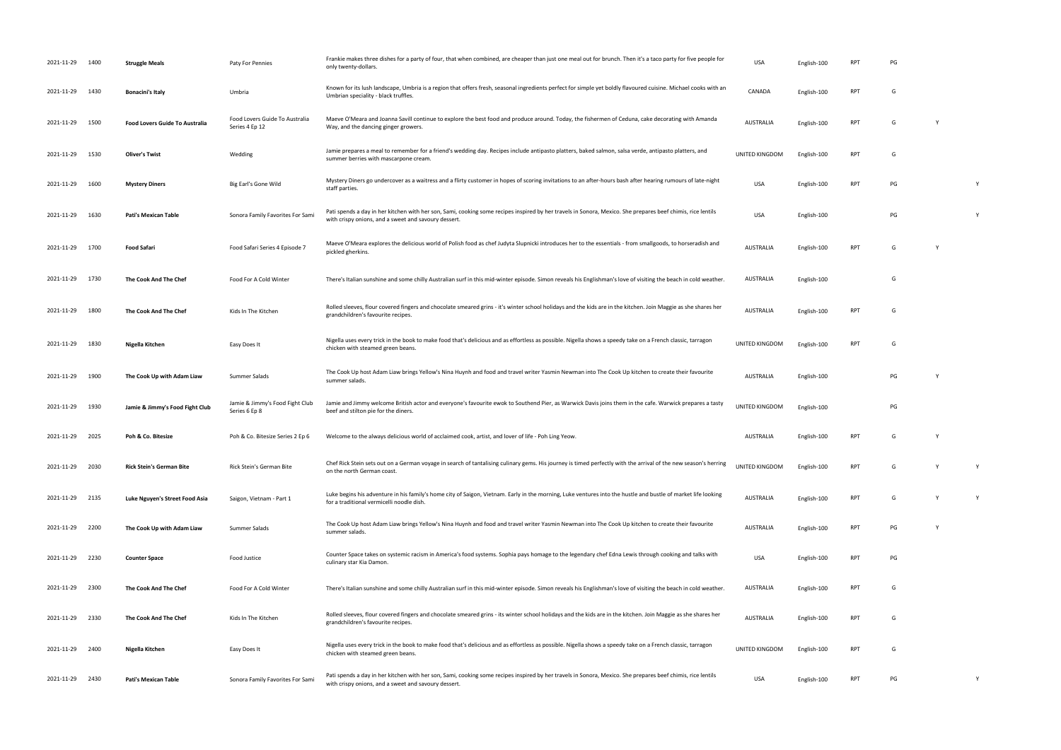| | | | | | | | | | | |
|---|---|---|---|---|---|---|---|---|---|---|
| 2021-11-29 | 1400 | **Struggle Meals** | Paty For Pennies | Frankie makes three dishes for a party of four, that when combined, are cheaper than just one meal out for brunch. Then it's a taco party for five people for only twenty-dollars. | USA | English-100 | RPT | PG | | |
| 2021-11-29 | 1430 | **Bonacini's Italy** | Umbria | Known for its lush landscape, Umbria is a region that offers fresh, seasonal ingredients perfect for simple yet boldly flavoured cuisine. Michael cooks with an Umbrian speciality - black truffles. | CANADA | English-100 | RPT | G | | |
| 2021-11-29 | 1500 | **Food Lovers Guide To Australia** | Food Lovers Guide To Australia Series 4 Ep 12 | Maeve O'Meara and Joanna Savill continue to explore the best food and produce around. Today, the fishermen of Ceduna, cake decorating with Amanda Way, and the dancing ginger growers. | AUSTRALIA | English-100 | RPT | G | Y | |
| 2021-11-29 | 1530 | **Oliver's Twist** | Wedding | Jamie prepares a meal to remember for a friend's wedding day. Recipes include antipasto platters, baked salmon, salsa verde, antipasto platters, and summer berries with mascarpone cream. | UNITED KINGDOM | English-100 | RPT | G | | |
| 2021-11-29 | 1600 | **Mystery Diners** | Big Earl's Gone Wild | Mystery Diners go undercover as a waitress and a flirty customer in hopes of scoring invitations to an after-hours bash after hearing rumours of late-night staff parties. | USA | English-100 | RPT | PG | | Y |
| 2021-11-29 | 1630 | **Pati's Mexican Table** | Sonora Family Favorites For Sami | Pati spends a day in her kitchen with her son, Sami, cooking some recipes inspired by her travels in Sonora, Mexico. She prepares beef chimis, rice lentils with crispy onions, and a sweet and savoury dessert. | USA | English-100 | | PG | | Y |
| 2021-11-29 | 1700 | **Food Safari** | Food Safari Series 4 Episode 7 | Maeve O'Meara explores the delicious world of Polish food as chef Judyta Slupnicki introduces her to the essentials - from smallgoods, to horseradish and pickled gherkins. | AUSTRALIA | English-100 | RPT | G | Y | |
| 2021-11-29 | 1730 | **The Cook And The Chef** | Food For A Cold Winter | There's Italian sunshine and some chilly Australian surf in this mid-winter episode. Simon reveals his Englishman's love of visiting the beach in cold weather. | AUSTRALIA | English-100 | | G | | |
| 2021-11-29 | 1800 | **The Cook And The Chef** | Kids In The Kitchen | Rolled sleeves, flour covered fingers and chocolate smeared grins - it's winter school holidays and the kids are in the kitchen. Join Maggie as she shares her grandchildren's favourite recipes. | AUSTRALIA | English-100 | RPT | G | | |
| 2021-11-29 | 1830 | **Nigella Kitchen** | Easy Does It | Nigella uses every trick in the book to make food that's delicious and as effortless as possible. Nigella shows a speedy take on a French classic, tarragon chicken with steamed green beans. | UNITED KINGDOM | English-100 | RPT | G | | |
| 2021-11-29 | 1900 | **The Cook Up with Adam Liaw** | Summer Salads | The Cook Up host Adam Liaw brings Yellow's Nina Huynh and food and travel writer Yasmin Newman into The Cook Up kitchen to create their favourite summer salads. | AUSTRALIA | English-100 | | PG | Y | |
| 2021-11-29 | 1930 | **Jamie & Jimmy's Food Fight Club** | Jamie & Jimmy's Food Fight Club Series 6 Ep 8 | Jamie and Jimmy welcome British actor and everyone's favourite ewok to Southend Pier, as Warwick Davis joins them in the cafe. Warwick prepares a tasty beef and stilton pie for the diners. | UNITED KINGDOM | English-100 | | PG | | |
| 2021-11-29 | 2025 | **Poh & Co. Bitesize** | Poh & Co. Bitesize Series 2 Ep 6 | Welcome to the always delicious world of acclaimed cook, artist, and lover of life - Poh Ling Yeow. | AUSTRALIA | English-100 | RPT | G | Y | |
| 2021-11-29 | 2030 | **Rick Stein's German Bite** | Rick Stein's German Bite | Chef Rick Stein sets out on a German voyage in search of tantalising culinary gems. His journey is timed perfectly with the arrival of the new season's herring on the north German coast. | UNITED KINGDOM | English-100 | RPT | G | Y | Y |
| 2021-11-29 | 2135 | **Luke Nguyen's Street Food Asia** | Saigon, Vietnam - Part 1 | Luke begins his adventure in his family's home city of Saigon, Vietnam. Early in the morning, Luke ventures into the hustle and bustle of market life looking for a traditional vermicelli noodle dish. | AUSTRALIA | English-100 | RPT | G | Y | Y |
| 2021-11-29 | 2200 | **The Cook Up with Adam Liaw** | Summer Salads | The Cook Up host Adam Liaw brings Yellow's Nina Huynh and food and travel writer Yasmin Newman into The Cook Up kitchen to create their favourite summer salads. | AUSTRALIA | English-100 | RPT | PG | Y | |
| 2021-11-29 | 2230 | **Counter Space** | Food Justice | Counter Space takes on systemic racism in America's food systems. Sophia pays homage to the legendary chef Edna Lewis through cooking and talks with culinary star Kia Damon. | USA | English-100 | RPT | PG | | |
| 2021-11-29 | 2300 | **The Cook And The Chef** | Food For A Cold Winter | There's Italian sunshine and some chilly Australian surf in this mid-winter episode. Simon reveals his Englishman's love of visiting the beach in cold weather. | AUSTRALIA | English-100 | RPT | G | | |
| 2021-11-29 | 2330 | **The Cook And The Chef** | Kids In The Kitchen | Rolled sleeves, flour covered fingers and chocolate smeared grins - its winter school holidays and the kids are in the kitchen. Join Maggie as she shares her grandchildren's favourite recipes. | AUSTRALIA | English-100 | RPT | G | | |
| 2021-11-29 | 2400 | **Nigella Kitchen** | Easy Does It | Nigella uses every trick in the book to make food that's delicious and as effortless as possible. Nigella shows a speedy take on a French classic, tarragon chicken with steamed green beans. | UNITED KINGDOM | English-100 | RPT | G | | |
| 2021-11-29 | 2430 | **Pati's Mexican Table** | Sonora Family Favorites For Sami | Pati spends a day in her kitchen with her son, Sami, cooking some recipes inspired by her travels in Sonora, Mexico. She prepares beef chimis, rice lentils with crispy onions, and a sweet and savoury dessert. | USA | English-100 | RPT | PG | | Y |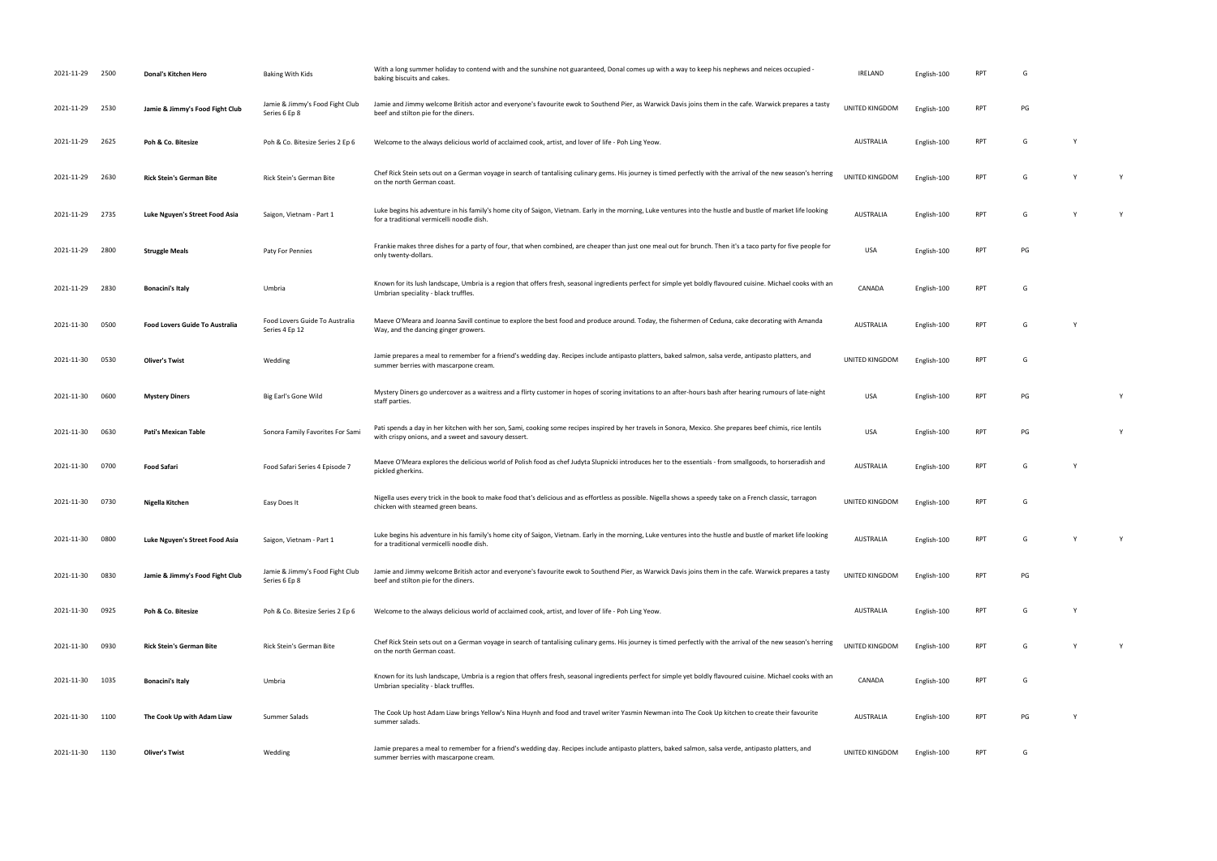| | | | | | | | | | | |
|---|---|---|---|---|---|---|---|---|---|---|
| 2021-11-29 | 2500 | **Donal's Kitchen Hero** | Baking With Kids | With a long summer holiday to contend with and the sunshine not guaranteed, Donal comes up with a way to keep his nephews and neices occupied - baking biscuits and cakes. | IRELAND | English-100 | RPT | G | | |
| 2021-11-29 | 2530 | **Jamie & Jimmy's Food Fight Club** | Jamie & Jimmy's Food Fight Club Series 6 Ep 8 | Jamie and Jimmy welcome British actor and everyone's favourite ewok to Southend Pier, as Warwick Davis joins them in the cafe. Warwick prepares a tasty beef and stilton pie for the diners. | UNITED KINGDOM | English-100 | RPT | PG | | |
| 2021-11-29 | 2625 | **Poh & Co. Bitesize** | Poh & Co. Bitesize Series 2 Ep 6 | Welcome to the always delicious world of acclaimed cook, artist, and lover of life - Poh Ling Yeow. | AUSTRALIA | English-100 | RPT | G | Y | |
| 2021-11-29 | 2630 | **Rick Stein's German Bite** | Rick Stein's German Bite | Chef Rick Stein sets out on a German voyage in search of tantalising culinary gems. His journey is timed perfectly with the arrival of the new season's herring on the north German coast. | UNITED KINGDOM | English-100 | RPT | G | Y | Y |
| 2021-11-29 | 2735 | **Luke Nguyen's Street Food Asia** | Saigon, Vietnam - Part 1 | Luke begins his adventure in his family's home city of Saigon, Vietnam. Early in the morning, Luke ventures into the hustle and bustle of market life looking for a traditional vermicelli noodle dish. | AUSTRALIA | English-100 | RPT | G | Y | Y |
| 2021-11-29 | 2800 | **Struggle Meals** | Paty For Pennies | Frankie makes three dishes for a party of four, that when combined, are cheaper than just one meal out for brunch. Then it's a taco party for five people for only twenty-dollars. | USA | English-100 | RPT | PG | | |
| 2021-11-29 | 2830 | **Bonacini's Italy** | Umbria | Known for its lush landscape, Umbria is a region that offers fresh, seasonal ingredients perfect for simple yet boldly flavoured cuisine. Michael cooks with an Umbrian speciality - black truffles. | CANADA | English-100 | RPT | G | | |
| 2021-11-30 | 0500 | **Food Lovers Guide To Australia** | Food Lovers Guide To Australia Series 4 Ep 12 | Maeve O'Meara and Joanna Savill continue to explore the best food and produce around. Today, the fishermen of Ceduna, cake decorating with Amanda Way, and the dancing ginger growers. | AUSTRALIA | English-100 | RPT | G | Y | |
| 2021-11-30 | 0530 | **Oliver's Twist** | Wedding | Jamie prepares a meal to remember for a friend's wedding day. Recipes include antipasto platters, baked salmon, salsa verde, antipasto platters, and summer berries with mascarpone cream. | UNITED KINGDOM | English-100 | RPT | G | | |
| 2021-11-30 | 0600 | **Mystery Diners** | Big Earl's Gone Wild | Mystery Diners go undercover as a waitress and a flirty customer in hopes of scoring invitations to an after-hours bash after hearing rumours of late-night staff parties. | USA | English-100 | RPT | PG | | Y |
| 2021-11-30 | 0630 | **Pati's Mexican Table** | Sonora Family Favorites For Sami | Pati spends a day in her kitchen with her son, Sami, cooking some recipes inspired by her travels in Sonora, Mexico. She prepares beef chimis, rice lentils with crispy onions, and a sweet and savoury dessert. | USA | English-100 | RPT | PG | | Y |
| 2021-11-30 | 0700 | **Food Safari** | Food Safari Series 4 Episode 7 | Maeve O'Meara explores the delicious world of Polish food as chef Judyta Slupnicki introduces her to the essentials - from smallgoods, to horseradish and pickled gherkins. | AUSTRALIA | English-100 | RPT | G | Y | |
| 2021-11-30 | 0730 | **Nigella Kitchen** | Easy Does It | Nigella uses every trick in the book to make food that's delicious and as effortless as possible. Nigella shows a speedy take on a French classic, tarragon chicken with steamed green beans. | UNITED KINGDOM | English-100 | RPT | G | | |
| 2021-11-30 | 0800 | **Luke Nguyen's Street Food Asia** | Saigon, Vietnam - Part 1 | Luke begins his adventure in his family's home city of Saigon, Vietnam. Early in the morning, Luke ventures into the hustle and bustle of market life looking for a traditional vermicelli noodle dish. | AUSTRALIA | English-100 | RPT | G | Y | Y |
| 2021-11-30 | 0830 | **Jamie & Jimmy's Food Fight Club** | Jamie & Jimmy's Food Fight Club Series 6 Ep 8 | Jamie and Jimmy welcome British actor and everyone's favourite ewok to Southend Pier, as Warwick Davis joins them in the cafe. Warwick prepares a tasty beef and stilton pie for the diners. | UNITED KINGDOM | English-100 | RPT | PG | | |
| 2021-11-30 | 0925 | **Poh & Co. Bitesize** | Poh & Co. Bitesize Series 2 Ep 6 | Welcome to the always delicious world of acclaimed cook, artist, and lover of life - Poh Ling Yeow. | AUSTRALIA | English-100 | RPT | G | Y | |
| 2021-11-30 | 0930 | **Rick Stein's German Bite** | Rick Stein's German Bite | Chef Rick Stein sets out on a German voyage in search of tantalising culinary gems. His journey is timed perfectly with the arrival of the new season's herring on the north German coast. | UNITED KINGDOM | English-100 | RPT | G | Y | Y |
| 2021-11-30 | 1035 | **Bonacini's Italy** | Umbria | Known for its lush landscape, Umbria is a region that offers fresh, seasonal ingredients perfect for simple yet boldly flavoured cuisine. Michael cooks with an Umbrian speciality - black truffles. | CANADA | English-100 | RPT | G | | |
| 2021-11-30 | 1100 | **The Cook Up with Adam Liaw** | Summer Salads | The Cook Up host Adam Liaw brings Yellow's Nina Huynh and food and travel writer Yasmin Newman into The Cook Up kitchen to create their favourite summer salads. | AUSTRALIA | English-100 | RPT | PG | Y | |
| 2021-11-30 | 1130 | **Oliver's Twist** | Wedding | Jamie prepares a meal to remember for a friend's wedding day. Recipes include antipasto platters, baked salmon, salsa verde, antipasto platters, and summer berries with mascarpone cream. | UNITED KINGDOM | English-100 | RPT | G | | |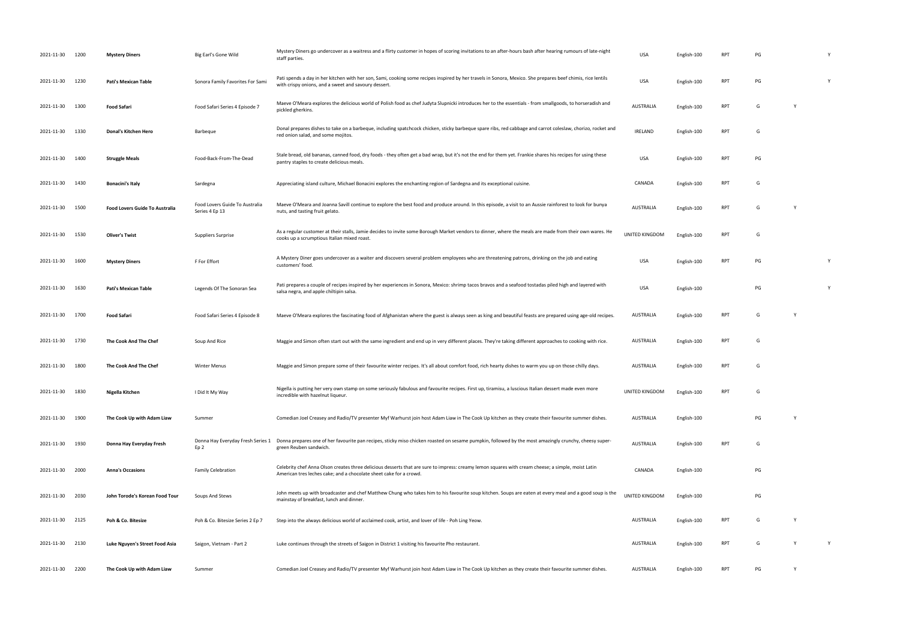| | | | | | | | | | | |
|---|---|---|---|---|---|---|---|---|---|---|
| 2021-11-30 | 1200 | **Mystery Diners** | Big Earl's Gone Wild | Mystery Diners go undercover as a waitress and a flirty customer in hopes of scoring invitations to an after-hours bash after hearing rumours of late-night staff parties. | USA | English-100 | RPT | PG | | Y |
| 2021-11-30 | 1230 | **Pati's Mexican Table** | Sonora Family Favorites For Sami | Pati spends a day in her kitchen with her son, Sami, cooking some recipes inspired by her travels in Sonora, Mexico. She prepares beef chimis, rice lentils with crispy onions, and a sweet and savoury dessert. | USA | English-100 | RPT | PG | | Y |
| 2021-11-30 | 1300 | **Food Safari** | Food Safari Series 4 Episode 7 | Maeve O'Meara explores the delicious world of Polish food as chef Judyta Slupnicki introduces her to the essentials - from smallgoods, to horseradish and pickled gherkins. | AUSTRALIA | English-100 | RPT | G | Y | |
| 2021-11-30 | 1330 | **Donal's Kitchen Hero** | Barbeque | Donal prepares dishes to take on a barbeque, including spatchcock chicken, sticky barbeque spare ribs, red cabbage and carrot coleslaw, chorizo, rocket and red onion salad, and some mojitos. | IRELAND | English-100 | RPT | G | | |
| 2021-11-30 | 1400 | **Struggle Meals** | Food-Back-From-The-Dead | Stale bread, old bananas, canned food, dry foods - they often get a bad wrap, but it's not the end for them yet. Frankie shares his recipes for using these pantry staples to create delicious meals. | USA | English-100 | RPT | PG | | |
| 2021-11-30 | 1430 | **Bonacini's Italy** | Sardegna | Appreciating island culture, Michael Bonacini explores the enchanting region of Sardegna and its exceptional cuisine. | CANADA | English-100 | RPT | G | | |
| 2021-11-30 | 1500 | **Food Lovers Guide To Australia** | Food Lovers Guide To Australia Series 4 Ep 13 | Maeve O'Meara and Joanna Savill continue to explore the best food and produce around. In this episode, a visit to an Aussie rainforest to look for bunya nuts, and tasting fruit gelato. | AUSTRALIA | English-100 | RPT | G | Y | |
| 2021-11-30 | 1530 | **Oliver's Twist** | Suppliers Surprise | As a regular customer at their stalls, Jamie decides to invite some Borough Market vendors to dinner, where the meals are made from their own wares. He cooks up a scrumptious Italian mixed roast. | UNITED KINGDOM | English-100 | RPT | G | | |
| 2021-11-30 | 1600 | **Mystery Diners** | F For Effort | A Mystery Diner goes undercover as a waiter and discovers several problem employees who are threatening patrons, drinking on the job and eating customers' food. | USA | English-100 | RPT | PG | | Y |
| 2021-11-30 | 1630 | **Pati's Mexican Table** | Legends Of The Sonoran Sea | Pati prepares a couple of recipes inspired by her experiences in Sonora, Mexico: shrimp tacos bravos and a seafood tostadas piled high and layered with salsa negra, and apple chiltipin salsa. | USA | English-100 | | PG | | Y |
| 2021-11-30 | 1700 | **Food Safari** | Food Safari Series 4 Episode 8 | Maeve O'Meara explores the fascinating food of Afghanistan where the guest is always seen as king and beautiful feasts are prepared using age-old recipes. | AUSTRALIA | English-100 | RPT | G | Y | |
| 2021-11-30 | 1730 | **The Cook And The Chef** | Soup And Rice | Maggie and Simon often start out with the same ingredient and end up in very different places. They're taking different approaches to cooking with rice. | AUSTRALIA | English-100 | RPT | G | | |
| 2021-11-30 | 1800 | **The Cook And The Chef** | Winter Menus | Maggie and Simon prepare some of their favourite winter recipes. It's all about comfort food, rich hearty dishes to warm you up on those chilly days. | AUSTRALIA | English-100 | RPT | G | | |
| 2021-11-30 | 1830 | **Nigella Kitchen** | I Did It My Way | Nigella is putting her very own stamp on some seriously fabulous and favourite recipes. First up, tiramisu, a luscious Italian dessert made even more incredible with hazelnut liqueur. | UNITED KINGDOM | English-100 | RPT | G | | |
| 2021-11-30 | 1900 | **The Cook Up with Adam Liaw** | Summer | Comedian Joel Creasey and Radio/TV presenter Myf Warhurst join host Adam Liaw in The Cook Up kitchen as they create their favourite summer dishes. | AUSTRALIA | English-100 | | PG | Y | |
| 2021-11-30 | 1930 | **Donna Hay Everyday Fresh** | Donna Hay Everyday Fresh Series 1 Ep 2 | Donna prepares one of her favourite pan recipes, sticky miso chicken roasted on sesame pumpkin, followed by the most amazingly crunchy, cheesy super-green Reuben sandwich. | AUSTRALIA | English-100 | RPT | G | | |
| 2021-11-30 | 2000 | **Anna's Occasions** | Family Celebration | Celebrity chef Anna Olson creates three delicious desserts that are sure to impress: creamy lemon squares with cream cheese; a simple, moist Latin American tres leches cake; and a chocolate sheet cake for a crowd. | CANADA | English-100 | | PG | | |
| 2021-11-30 | 2030 | **John Torode's Korean Food Tour** | Soups And Stews | John meets up with broadcaster and chef Matthew Chung who takes him to his favourite soup kitchen. Soups are eaten at every meal and a good soup is the mainstay of breakfast, lunch and dinner. | UNITED KINGDOM | English-100 | | PG | | |
| 2021-11-30 | 2125 | **Poh & Co. Bitesize** | Poh & Co. Bitesize Series 2 Ep 7 | Step into the always delicious world of acclaimed cook, artist, and lover of life - Poh Ling Yeow. | AUSTRALIA | English-100 | RPT | G | Y | |
| 2021-11-30 | 2130 | **Luke Nguyen's Street Food Asia** | Saigon, Vietnam - Part 2 | Luke continues through the streets of Saigon in District 1 visiting his favourite Pho restaurant. | AUSTRALIA | English-100 | RPT | G | Y | Y |
| 2021-11-30 | 2200 | **The Cook Up with Adam Liaw** | Summer | Comedian Joel Creasey and Radio/TV presenter Myf Warhurst join host Adam Liaw in The Cook Up kitchen as they create their favourite summer dishes. | AUSTRALIA | English-100 | RPT | PG | Y | |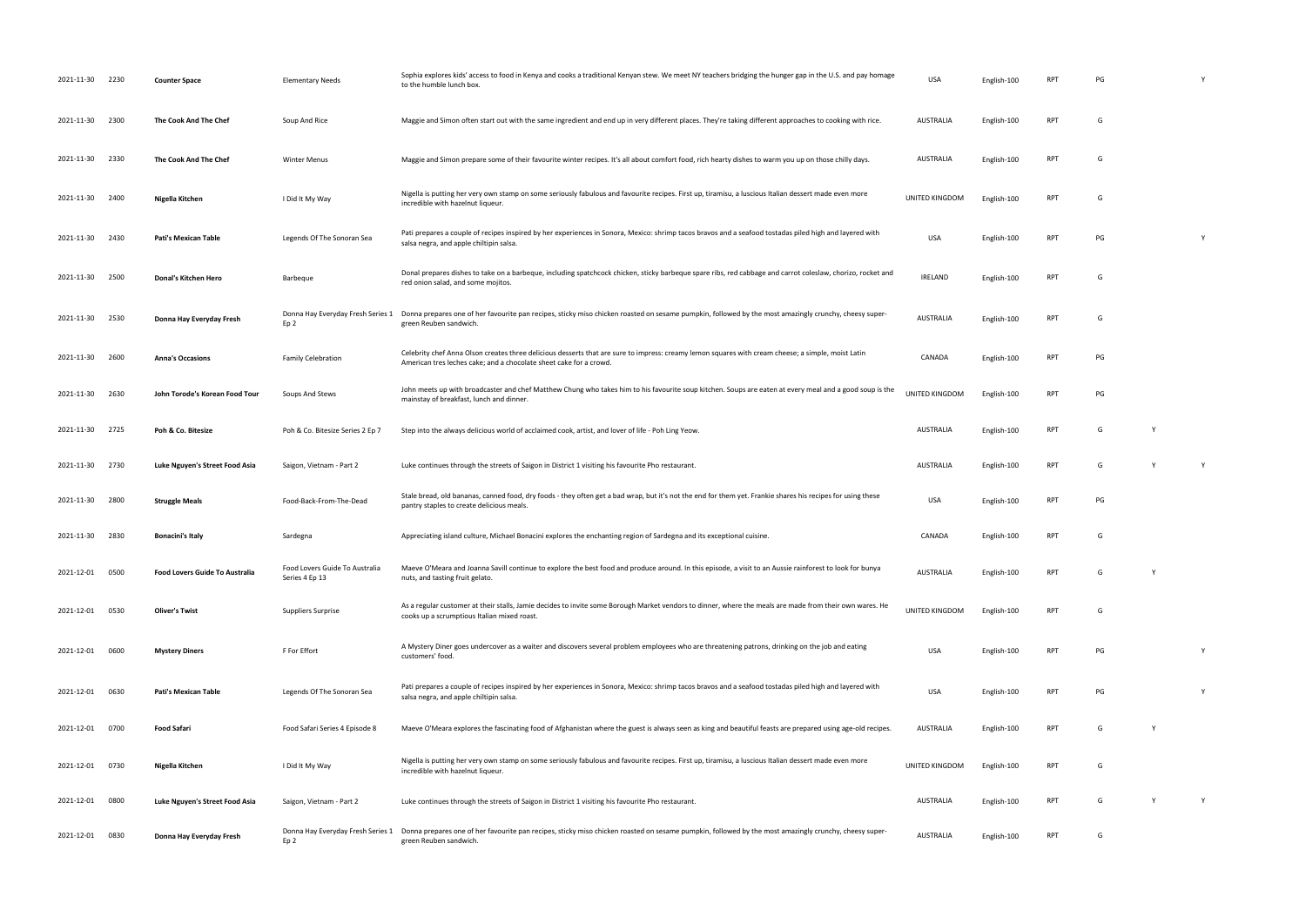| | | | | | | | | | | |
|---|---|---|---|---|---|---|---|---|---|---|
| 2021-11-30 | 2230 | **Counter Space** | Elementary Needs | Sophia explores kids' access to food in Kenya and cooks a traditional Kenyan stew. We meet NY teachers bridging the hunger gap in the U.S. and pay homage to the humble lunch box. | USA | English-100 | RPT | PG | | Y |
| 2021-11-30 | 2300 | **The Cook And The Chef** | Soup And Rice | Maggie and Simon often start out with the same ingredient and end up in very different places. They're taking different approaches to cooking with rice. | AUSTRALIA | English-100 | RPT | G | | |
| 2021-11-30 | 2330 | **The Cook And The Chef** | Winter Menus | Maggie and Simon prepare some of their favourite winter recipes. It's all about comfort food, rich hearty dishes to warm you up on those chilly days. | AUSTRALIA | English-100 | RPT | G | | |
| 2021-11-30 | 2400 | **Nigella Kitchen** | I Did It My Way | Nigella is putting her very own stamp on some seriously fabulous and favourite recipes. First up, tiramisu, a luscious Italian dessert made even more incredible with hazelnut liqueur. | UNITED KINGDOM | English-100 | RPT | G | | |
| 2021-11-30 | 2430 | **Pati's Mexican Table** | Legends Of The Sonoran Sea | Pati prepares a couple of recipes inspired by her experiences in Sonora, Mexico: shrimp tacos bravos and a seafood tostadas piled high and layered with salsa negra, and apple chiltipin salsa. | USA | English-100 | RPT | PG | | Y |
| 2021-11-30 | 2500 | **Donal's Kitchen Hero** | Barbeque | Donal prepares dishes to take on a barbeque, including spatchcock chicken, sticky barbeque spare ribs, red cabbage and carrot coleslaw, chorizo, rocket and red onion salad, and some mojitos. | IRELAND | English-100 | RPT | G | | |
| 2021-11-30 | 2530 | **Donna Hay Everyday Fresh** | Donna Hay Everyday Fresh Series 1 Ep 2 | Donna prepares one of her favourite pan recipes, sticky miso chicken roasted on sesame pumpkin, followed by the most amazingly crunchy, cheesy super-green Reuben sandwich. | AUSTRALIA | English-100 | RPT | G | | |
| 2021-11-30 | 2600 | **Anna's Occasions** | Family Celebration | Celebrity chef Anna Olson creates three delicious desserts that are sure to impress: creamy lemon squares with cream cheese; a simple, moist Latin American tres leches cake; and a chocolate sheet cake for a crowd. | CANADA | English-100 | RPT | PG | | |
| 2021-11-30 | 2630 | **John Torode's Korean Food Tour** | Soups And Stews | John meets up with broadcaster and chef Matthew Chung who takes him to his favourite soup kitchen. Soups are eaten at every meal and a good soup is the mainstay of breakfast, lunch and dinner. | UNITED KINGDOM | English-100 | RPT | PG | | |
| 2021-11-30 | 2725 | **Poh & Co. Bitesize** | Poh & Co. Bitesize Series 2 Ep 7 | Step into the always delicious world of acclaimed cook, artist, and lover of life - Poh Ling Yeow. | AUSTRALIA | English-100 | RPT | G | Y | |
| 2021-11-30 | 2730 | **Luke Nguyen's Street Food Asia** | Saigon, Vietnam - Part 2 | Luke continues through the streets of Saigon in District 1 visiting his favourite Pho restaurant. | AUSTRALIA | English-100 | RPT | G | Y | Y |
| 2021-11-30 | 2800 | **Struggle Meals** | Food-Back-From-The-Dead | Stale bread, old bananas, canned food, dry foods - they often get a bad wrap, but it's not the end for them yet. Frankie shares his recipes for using these pantry staples to create delicious meals. | USA | English-100 | RPT | PG | | |
| 2021-11-30 | 2830 | **Bonacini's Italy** | Sardegna | Appreciating island culture, Michael Bonacini explores the enchanting region of Sardegna and its exceptional cuisine. | CANADA | English-100 | RPT | G | | |
| 2021-12-01 | 0500 | **Food Lovers Guide To Australia** | Food Lovers Guide To Australia Series 4 Ep 13 | Maeve O'Meara and Joanna Savill continue to explore the best food and produce around. In this episode, a visit to an Aussie rainforest to look for bunya nuts, and tasting fruit gelato. | AUSTRALIA | English-100 | RPT | G | Y | |
| 2021-12-01 | 0530 | **Oliver's Twist** | Suppliers Surprise | As a regular customer at their stalls, Jamie decides to invite some Borough Market vendors to dinner, where the meals are made from their own wares. He cooks up a scrumptious Italian mixed roast. | UNITED KINGDOM | English-100 | RPT | G | | |
| 2021-12-01 | 0600 | **Mystery Diners** | F For Effort | A Mystery Diner goes undercover as a waiter and discovers several problem employees who are threatening patrons, drinking on the job and eating customers' food. | USA | English-100 | RPT | PG | | Y |
| 2021-12-01 | 0630 | **Pati's Mexican Table** | Legends Of The Sonoran Sea | Pati prepares a couple of recipes inspired by her experiences in Sonora, Mexico: shrimp tacos bravos and a seafood tostadas piled high and layered with salsa negra, and apple chiltipin salsa. | USA | English-100 | RPT | PG | | Y |
| 2021-12-01 | 0700 | **Food Safari** | Food Safari Series 4 Episode 8 | Maeve O'Meara explores the fascinating food of Afghanistan where the guest is always seen as king and beautiful feasts are prepared using age-old recipes. | AUSTRALIA | English-100 | RPT | G | Y | |
| 2021-12-01 | 0730 | **Nigella Kitchen** | I Did It My Way | Nigella is putting her very own stamp on some seriously fabulous and favourite recipes. First up, tiramisu, a luscious Italian dessert made even more incredible with hazelnut liqueur. | UNITED KINGDOM | English-100 | RPT | G | | |
| 2021-12-01 | 0800 | **Luke Nguyen's Street Food Asia** | Saigon, Vietnam - Part 2 | Luke continues through the streets of Saigon in District 1 visiting his favourite Pho restaurant. | AUSTRALIA | English-100 | RPT | G | Y | Y |
| 2021-12-01 | 0830 | **Donna Hay Everyday Fresh** | Donna Hay Everyday Fresh Series 1 Ep 2 | Donna prepares one of her favourite pan recipes, sticky miso chicken roasted on sesame pumpkin, followed by the most amazingly crunchy, cheesy super-green Reuben sandwich. | AUSTRALIA | English-100 | RPT | G | | |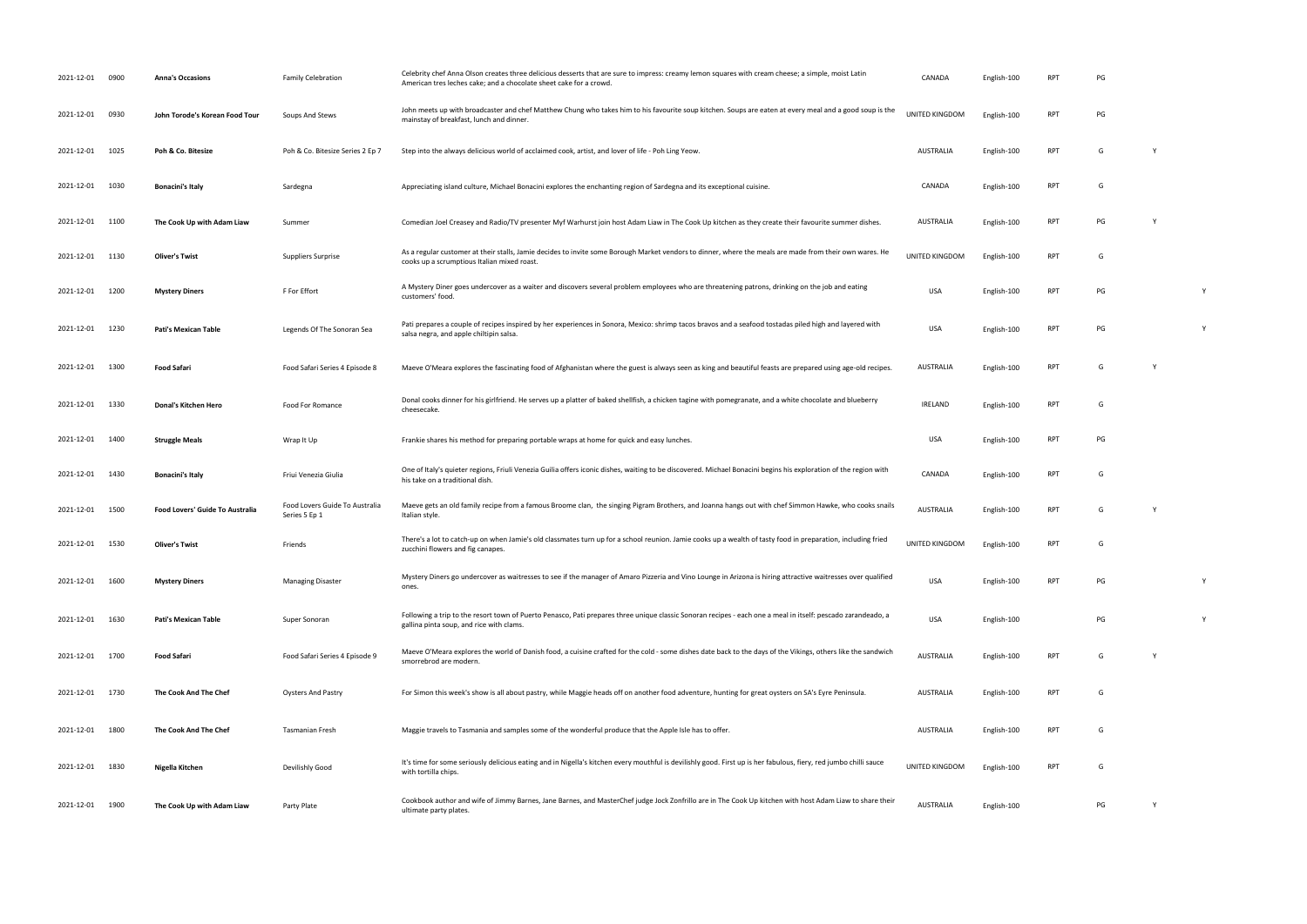| | | | | | | | | | | |
|---|---|---|---|---|---|---|---|---|---|---|
| 2021-12-01 | 0900 | **Anna's Occasions** | Family Celebration | Celebrity chef Anna Olson creates three delicious desserts that are sure to impress: creamy lemon squares with cream cheese; a simple, moist Latin American tres leches cake; and a chocolate sheet cake for a crowd. | CANADA | English-100 | RPT | PG | | |
| 2021-12-01 | 0930 | **John Torode's Korean Food Tour** | Soups And Stews | John meets up with broadcaster and chef Matthew Chung who takes him to his favourite soup kitchen. Soups are eaten at every meal and a good soup is the mainstay of breakfast, lunch and dinner. | UNITED KINGDOM | English-100 | RPT | PG | | |
| 2021-12-01 | 1025 | **Poh & Co. Bitesize** | Poh & Co. Bitesize Series 2 Ep 7 | Step into the always delicious world of acclaimed cook, artist, and lover of life - Poh Ling Yeow. | AUSTRALIA | English-100 | RPT | G | Y | |
| 2021-12-01 | 1030 | **Bonacini's Italy** | Sardegna | Appreciating island culture, Michael Bonacini explores the enchanting region of Sardegna and its exceptional cuisine. | CANADA | English-100 | RPT | G | | |
| 2021-12-01 | 1100 | **The Cook Up with Adam Liaw** | Summer | Comedian Joel Creasey and Radio/TV presenter Myf Warhurst join host Adam Liaw in The Cook Up kitchen as they create their favourite summer dishes. | AUSTRALIA | English-100 | RPT | PG | Y | |
| 2021-12-01 | 1130 | **Oliver's Twist** | Suppliers Surprise | As a regular customer at their stalls, Jamie decides to invite some Borough Market vendors to dinner, where the meals are made from their own wares. He cooks up a scrumptious Italian mixed roast. | UNITED KINGDOM | English-100 | RPT | G | | |
| 2021-12-01 | 1200 | **Mystery Diners** | F For Effort | A Mystery Diner goes undercover as a waiter and discovers several problem employees who are threatening patrons, drinking on the job and eating customers' food. | USA | English-100 | RPT | PG | | Y |
| 2021-12-01 | 1230 | **Pati's Mexican Table** | Legends Of The Sonoran Sea | Pati prepares a couple of recipes inspired by her experiences in Sonora, Mexico: shrimp tacos bravos and a seafood tostadas piled high and layered with salsa negra, and apple chiltipin salsa. | USA | English-100 | RPT | PG | | Y |
| 2021-12-01 | 1300 | **Food Safari** | Food Safari Series 4 Episode 8 | Maeve O'Meara explores the fascinating food of Afghanistan where the guest is always seen as king and beautiful feasts are prepared using age-old recipes. | AUSTRALIA | English-100 | RPT | G | Y | |
| 2021-12-01 | 1330 | **Donal's Kitchen Hero** | Food For Romance | Donal cooks dinner for his girlfriend. He serves up a platter of baked shellfish, a chicken tagine with pomegranate, and a white chocolate and blueberry cheesecake. | IRELAND | English-100 | RPT | G | | |
| 2021-12-01 | 1400 | **Struggle Meals** | Wrap It Up | Frankie shares his method for preparing portable wraps at home for quick and easy lunches. | USA | English-100 | RPT | PG | | |
| 2021-12-01 | 1430 | **Bonacini's Italy** | Friui Venezia Giulia | One of Italy's quieter regions, Friuli Venezia Guilia offers iconic dishes, waiting to be discovered. Michael Bonacini begins his exploration of the region with his take on a traditional dish. | CANADA | English-100 | RPT | G | | |
| 2021-12-01 | 1500 | **Food Lovers' Guide To Australia** | Food Lovers Guide To Australia Series 5 Ep 1 | Maeve gets an old family recipe from a famous Broome clan, the singing Pigram Brothers, and Joanna hangs out with chef Simmon Hawke, who cooks snails Italian style. | AUSTRALIA | English-100 | RPT | G | Y | |
| 2021-12-01 | 1530 | **Oliver's Twist** | Friends | There's a lot to catch-up on when Jamie's old classmates turn up for a school reunion. Jamie cooks up a wealth of tasty food in preparation, including fried zucchini flowers and fig canapes. | UNITED KINGDOM | English-100 | RPT | G | | |
| 2021-12-01 | 1600 | **Mystery Diners** | Managing Disaster | Mystery Diners go undercover as waitresses to see if the manager of Amaro Pizzeria and Vino Lounge in Arizona is hiring attractive waitresses over qualified ones. | USA | English-100 | RPT | PG | | Y |
| 2021-12-01 | 1630 | **Pati's Mexican Table** | Super Sonoran | Following a trip to the resort town of Puerto Penasco, Pati prepares three unique classic Sonoran recipes - each one a meal in itself: pescado zarandeado, a gallina pinta soup, and rice with clams. | USA | English-100 | | PG | | Y |
| 2021-12-01 | 1700 | **Food Safari** | Food Safari Series 4 Episode 9 | Maeve O'Meara explores the world of Danish food, a cuisine crafted for the cold - some dishes date back to the days of the Vikings, others like the sandwich smorrebrod are modern. | AUSTRALIA | English-100 | RPT | G | Y | |
| 2021-12-01 | 1730 | **The Cook And The Chef** | Oysters And Pastry | For Simon this week's show is all about pastry, while Maggie heads off on another food adventure, hunting for great oysters on SA's Eyre Peninsula. | AUSTRALIA | English-100 | RPT | G | | |
| 2021-12-01 | 1800 | **The Cook And The Chef** | Tasmanian Fresh | Maggie travels to Tasmania and samples some of the wonderful produce that the Apple Isle has to offer. | AUSTRALIA | English-100 | RPT | G | | |
| 2021-12-01 | 1830 | **Nigella Kitchen** | Devilishly Good | It's time for some seriously delicious eating and in Nigella's kitchen every mouthful is devilishly good. First up is her fabulous, fiery, red jumbo chilli sauce with tortilla chips. | UNITED KINGDOM | English-100 | RPT | G | | |
| 2021-12-01 | 1900 | **The Cook Up with Adam Liaw** | Party Plate | Cookbook author and wife of Jimmy Barnes, Jane Barnes, and MasterChef judge Jock Zonfrillo are in The Cook Up kitchen with host Adam Liaw to share their ultimate party plates. | AUSTRALIA | English-100 | | PG | Y | |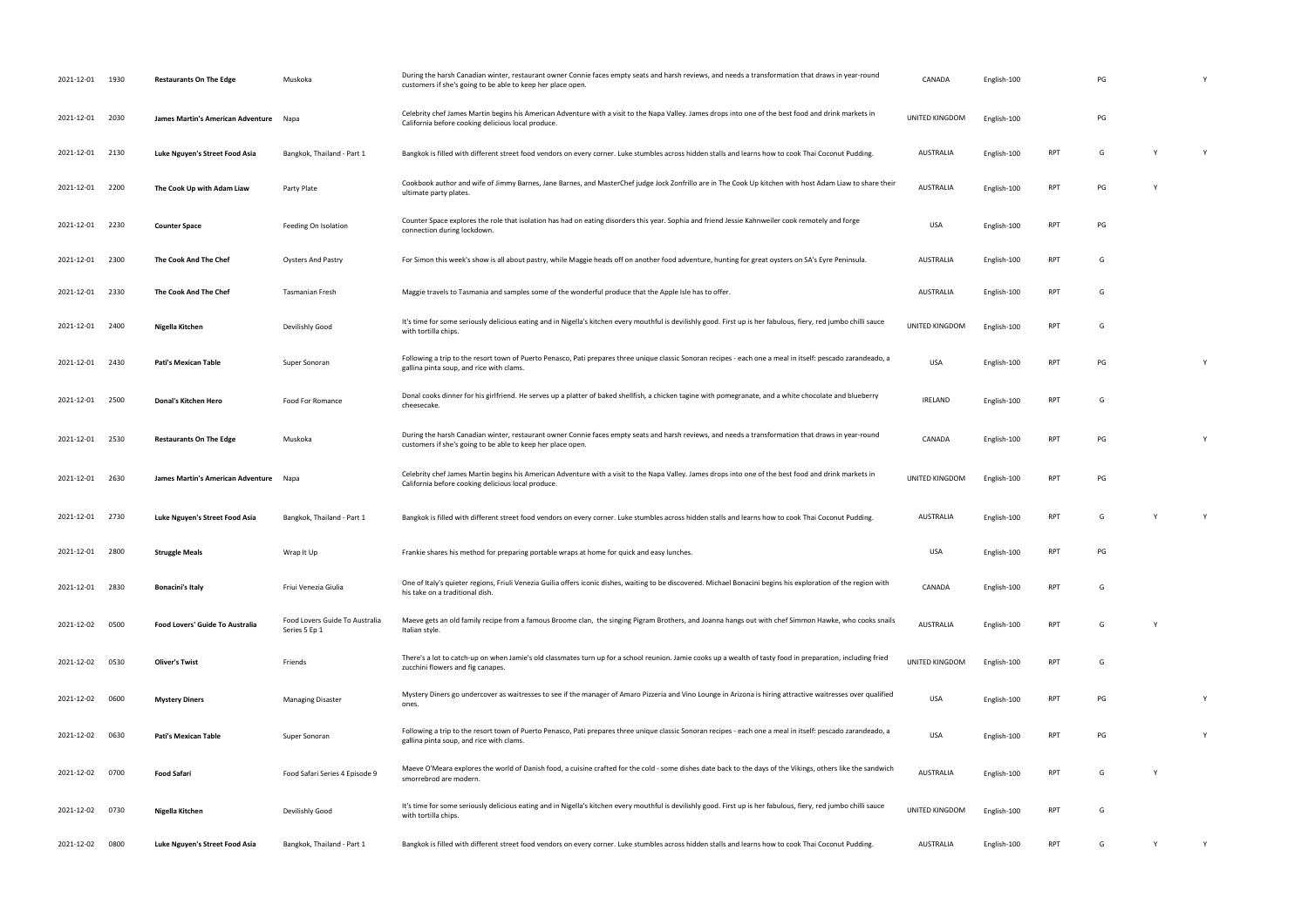| | | | | | | | | | | |
|---|---|---|---|---|---|---|---|---|---|---|
| 2021-12-01 | 1930 | **Restaurants On The Edge** | Muskoka | During the harsh Canadian winter, restaurant owner Connie faces empty seats and harsh reviews, and needs a transformation that draws in year-round customers if she's going to be able to keep her place open. | CANADA | English-100 | | PG | | Y |
| 2021-12-01 | 2030 | **James Martin's American Adventure** | Napa | Celebrity chef James Martin begins his American Adventure with a visit to the Napa Valley. James drops into one of the best food and drink markets in California before cooking delicious local produce. | UNITED KINGDOM | English-100 | | PG | | |
| 2021-12-01 | 2130 | **Luke Nguyen's Street Food Asia** | Bangkok, Thailand - Part 1 | Bangkok is filled with different street food vendors on every corner. Luke stumbles across hidden stalls and learns how to cook Thai Coconut Pudding. | AUSTRALIA | English-100 | RPT | G | Y | Y |
| 2021-12-01 | 2200 | **The Cook Up with Adam Liaw** | Party Plate | Cookbook author and wife of Jimmy Barnes, Jane Barnes, and MasterChef judge Jock Zonfrillo are in The Cook Up kitchen with host Adam Liaw to share their ultimate party plates. | AUSTRALIA | English-100 | RPT | PG | Y | |
| 2021-12-01 | 2230 | **Counter Space** | Feeding On Isolation | Counter Space explores the role that isolation has had on eating disorders this year. Sophia and friend Jessie Kahnweiler cook remotely and forge connection during lockdown. | USA | English-100 | RPT | PG | | |
| 2021-12-01 | 2300 | **The Cook And The Chef** | Oysters And Pastry | For Simon this week's show is all about pastry, while Maggie heads off on another food adventure, hunting for great oysters on SA's Eyre Peninsula. | AUSTRALIA | English-100 | RPT | G | | |
| 2021-12-01 | 2330 | **The Cook And The Chef** | Tasmanian Fresh | Maggie travels to Tasmania and samples some of the wonderful produce that the Apple Isle has to offer. | AUSTRALIA | English-100 | RPT | G | | |
| 2021-12-01 | 2400 | **Nigella Kitchen** | Devilishly Good | It's time for some seriously delicious eating and in Nigella's kitchen every mouthful is devilishly good. First up is her fabulous, fiery, red jumbo chilli sauce with tortilla chips. | UNITED KINGDOM | English-100 | RPT | G | | |
| 2021-12-01 | 2430 | **Pati's Mexican Table** | Super Sonoran | Following a trip to the resort town of Puerto Penasco, Pati prepares three unique classic Sonoran recipes - each one a meal in itself: pescado zarandeado, a gallina pinta soup, and rice with clams. | USA | English-100 | RPT | PG | | Y |
| 2021-12-01 | 2500 | **Donal's Kitchen Hero** | Food For Romance | Donal cooks dinner for his girlfriend. He serves up a platter of baked shellfish, a chicken tagine with pomegranate, and a white chocolate and blueberry cheesecake. | IRELAND | English-100 | RPT | G | | |
| 2021-12-01 | 2530 | **Restaurants On The Edge** | Muskoka | During the harsh Canadian winter, restaurant owner Connie faces empty seats and harsh reviews, and needs a transformation that draws in year-round customers if she's going to be able to keep her place open. | CANADA | English-100 | RPT | PG | | Y |
| 2021-12-01 | 2630 | **James Martin's American Adventure** | Napa | Celebrity chef James Martin begins his American Adventure with a visit to the Napa Valley. James drops into one of the best food and drink markets in California before cooking delicious local produce. | UNITED KINGDOM | English-100 | RPT | PG | | |
| 2021-12-01 | 2730 | **Luke Nguyen's Street Food Asia** | Bangkok, Thailand - Part 1 | Bangkok is filled with different street food vendors on every corner. Luke stumbles across hidden stalls and learns how to cook Thai Coconut Pudding. | AUSTRALIA | English-100 | RPT | G | Y | Y |
| 2021-12-01 | 2800 | **Struggle Meals** | Wrap It Up | Frankie shares his method for preparing portable wraps at home for quick and easy lunches. | USA | English-100 | RPT | PG | | |
| 2021-12-01 | 2830 | **Bonacini's Italy** | Friui Venezia Giulia | One of Italy's quieter regions, Friuli Venezia Guilia offers iconic dishes, waiting to be discovered. Michael Bonacini begins his exploration of the region with his take on a traditional dish. | CANADA | English-100 | RPT | G | | |
| 2021-12-02 | 0500 | **Food Lovers' Guide To Australia** | Food Lovers Guide To Australia Series 5 Ep 1 | Maeve gets an old family recipe from a famous Broome clan, the singing Pigram Brothers, and Joanna hangs out with chef Simmon Hawke, who cooks snails Italian style. | AUSTRALIA | English-100 | RPT | G | Y | |
| 2021-12-02 | 0530 | **Oliver's Twist** | Friends | There's a lot to catch-up on when Jamie's old classmates turn up for a school reunion. Jamie cooks up a wealth of tasty food in preparation, including fried zucchini flowers and fig canapes. | UNITED KINGDOM | English-100 | RPT | G | | |
| 2021-12-02 | 0600 | **Mystery Diners** | Managing Disaster | Mystery Diners go undercover as waitresses to see if the manager of Amaro Pizzeria and Vino Lounge in Arizona is hiring attractive waitresses over qualified ones. | USA | English-100 | RPT | PG | | Y |
| 2021-12-02 | 0630 | **Pati's Mexican Table** | Super Sonoran | Following a trip to the resort town of Puerto Penasco, Pati prepares three unique classic Sonoran recipes - each one a meal in itself: pescado zarandeado, a gallina pinta soup, and rice with clams. | USA | English-100 | RPT | PG | | Y |
| 2021-12-02 | 0700 | **Food Safari** | Food Safari Series 4 Episode 9 | Maeve O'Meara explores the world of Danish food, a cuisine crafted for the cold - some dishes date back to the days of the Vikings, others like the sandwich smorrebrod are modern. | AUSTRALIA | English-100 | RPT | G | Y | |
| 2021-12-02 | 0730 | **Nigella Kitchen** | Devilishly Good | It's time for some seriously delicious eating and in Nigella's kitchen every mouthful is devilishly good. First up is her fabulous, fiery, red jumbo chilli sauce with tortilla chips. | UNITED KINGDOM | English-100 | RPT | G | | |
| 2021-12-02 | 0800 | **Luke Nguyen's Street Food Asia** | Bangkok, Thailand - Part 1 | Bangkok is filled with different street food vendors on every corner. Luke stumbles across hidden stalls and learns how to cook Thai Coconut Pudding. | AUSTRALIA | English-100 | RPT | G | Y | Y |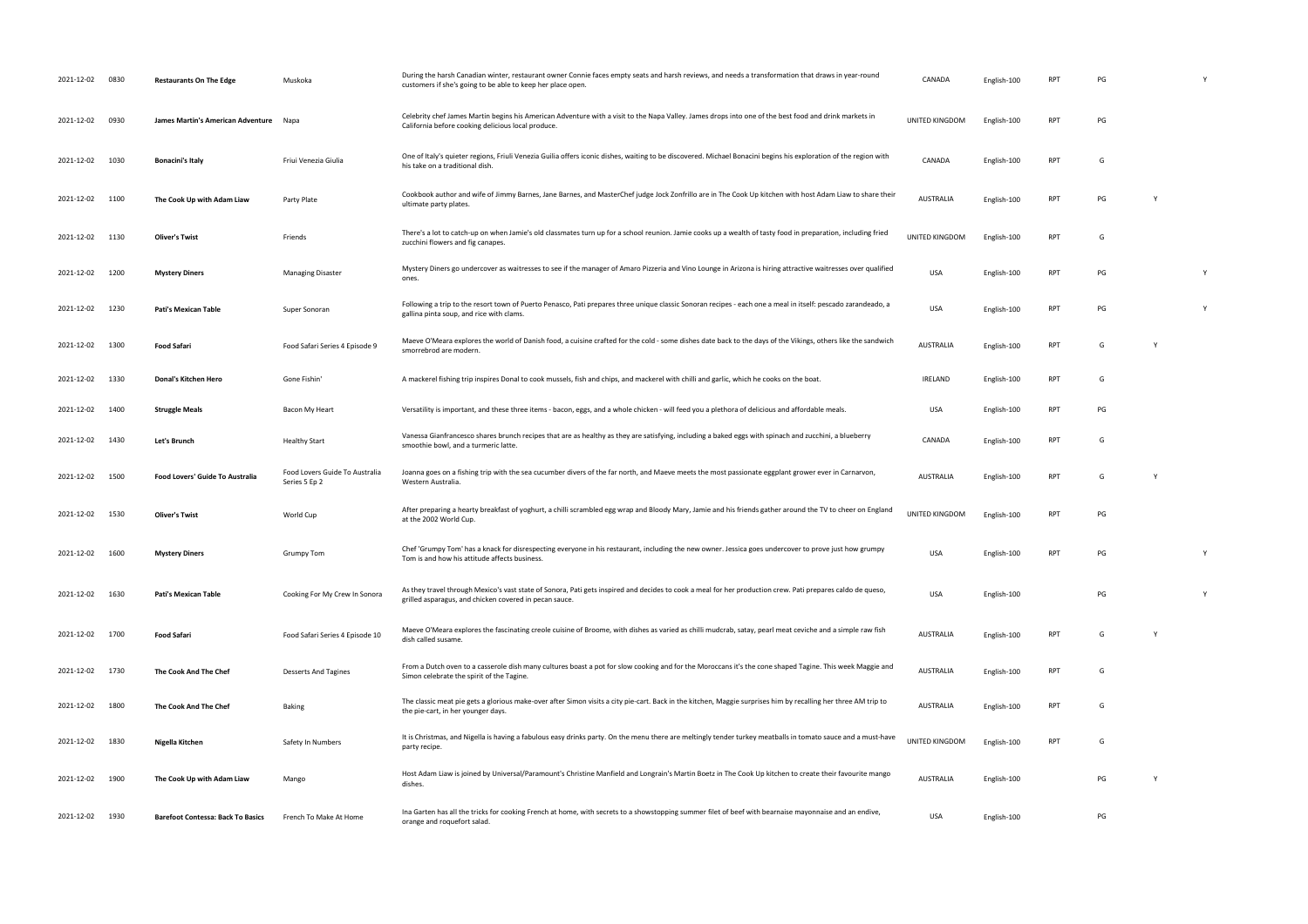| | | | | | | | | | | |
|---|---|---|---|---|---|---|---|---|---|---|
| 2021-12-02 | 0830 | **Restaurants On The Edge** | Muskoka | During the harsh Canadian winter, restaurant owner Connie faces empty seats and harsh reviews, and needs a transformation that draws in year-round customers if she's going to be able to keep her place open. | CANADA | English-100 | RPT | PG | | Y |
| 2021-12-02 | 0930 | **James Martin's American Adventure** | Napa | Celebrity chef James Martin begins his American Adventure with a visit to the Napa Valley. James drops into one of the best food and drink markets in California before cooking delicious local produce. | UNITED KINGDOM | English-100 | RPT | PG | | |
| 2021-12-02 | 1030 | **Bonacini's Italy** | Friui Venezia Giulia | One of Italy's quieter regions, Friuli Venezia Guilia offers iconic dishes, waiting to be discovered. Michael Bonacini begins his exploration of the region with his take on a traditional dish. | CANADA | English-100 | RPT | G | | |
| 2021-12-02 | 1100 | **The Cook Up with Adam Liaw** | Party Plate | Cookbook author and wife of Jimmy Barnes, Jane Barnes, and MasterChef judge Jock Zonfrillo are in The Cook Up kitchen with host Adam Liaw to share their ultimate party plates. | AUSTRALIA | English-100 | RPT | PG | Y | |
| 2021-12-02 | 1130 | **Oliver's Twist** | Friends | There's a lot to catch-up on when Jamie's old classmates turn up for a school reunion. Jamie cooks up a wealth of tasty food in preparation, including fried zucchini flowers and fig canapes. | UNITED KINGDOM | English-100 | RPT | G | | |
| 2021-12-02 | 1200 | **Mystery Diners** | Managing Disaster | Mystery Diners go undercover as waitresses to see if the manager of Amaro Pizzeria and Vino Lounge in Arizona is hiring attractive waitresses over qualified ones. | USA | English-100 | RPT | PG | | Y |
| 2021-12-02 | 1230 | **Pati's Mexican Table** | Super Sonoran | Following a trip to the resort town of Puerto Penasco, Pati prepares three unique classic Sonoran recipes - each one a meal in itself: pescado zarandeado, a gallina pinta soup, and rice with clams. | USA | English-100 | RPT | PG | | Y |
| 2021-12-02 | 1300 | **Food Safari** | Food Safari Series 4 Episode 9 | Maeve O'Meara explores the world of Danish food, a cuisine crafted for the cold - some dishes date back to the days of the Vikings, others like the sandwich smorrebrod are modern. | AUSTRALIA | English-100 | RPT | G | Y | |
| 2021-12-02 | 1330 | **Donal's Kitchen Hero** | Gone Fishin' | A mackerel fishing trip inspires Donal to cook mussels, fish and chips, and mackerel with chilli and garlic, which he cooks on the boat. | IRELAND | English-100 | RPT | G | | |
| 2021-12-02 | 1400 | **Struggle Meals** | Bacon My Heart | Versatility is important, and these three items - bacon, eggs, and a whole chicken - will feed you a plethora of delicious and affordable meals. | USA | English-100 | RPT | PG | | |
| 2021-12-02 | 1430 | **Let's Brunch** | Healthy Start | Vanessa Gianfrancesco shares brunch recipes that are as healthy as they are satisfying, including a baked eggs with spinach and zucchini, a blueberry smoothie bowl, and a turmeric latte. | CANADA | English-100 | RPT | G | | |
| 2021-12-02 | 1500 | **Food Lovers' Guide To Australia** | Food Lovers Guide To Australia Series 5 Ep 2 | Joanna goes on a fishing trip with the sea cucumber divers of the far north, and Maeve meets the most passionate eggplant grower ever in Carnarvon, Western Australia. | AUSTRALIA | English-100 | RPT | G | Y | |
| 2021-12-02 | 1530 | **Oliver's Twist** | World Cup | After preparing a hearty breakfast of yoghurt, a chilli scrambled egg wrap and Bloody Mary, Jamie and his friends gather around the TV to cheer on England at the 2002 World Cup. | UNITED KINGDOM | English-100 | RPT | PG | | |
| 2021-12-02 | 1600 | **Mystery Diners** | Grumpy Tom | Chef 'Grumpy Tom' has a knack for disrespecting everyone in his restaurant, including the new owner. Jessica goes undercover to prove just how grumpy Tom is and how his attitude affects business. | USA | English-100 | RPT | PG | | Y |
| 2021-12-02 | 1630 | **Pati's Mexican Table** | Cooking For My Crew In Sonora | As they travel through Mexico's vast state of Sonora, Pati gets inspired and decides to cook a meal for her production crew. Pati prepares caldo de queso, grilled asparagus, and chicken covered in pecan sauce. | USA | English-100 | | PG | | Y |
| 2021-12-02 | 1700 | **Food Safari** | Food Safari Series 4 Episode 10 | Maeve O'Meara explores the fascinating creole cuisine of Broome, with dishes as varied as chilli mudcrab, satay, pearl meat ceviche and a simple raw fish dish called susame. | AUSTRALIA | English-100 | RPT | G | Y | |
| 2021-12-02 | 1730 | **The Cook And The Chef** | Desserts And Tagines | From a Dutch oven to a casserole dish many cultures boast a pot for slow cooking and for the Moroccans it's the cone shaped Tagine. This week Maggie and Simon celebrate the spirit of the Tagine. | AUSTRALIA | English-100 | RPT | G | | |
| 2021-12-02 | 1800 | **The Cook And The Chef** | Baking | The classic meat pie gets a glorious make-over after Simon visits a city pie-cart. Back in the kitchen, Maggie surprises him by recalling her three AM trip to the pie-cart, in her younger days. | AUSTRALIA | English-100 | RPT | G | | |
| 2021-12-02 | 1830 | **Nigella Kitchen** | Safety In Numbers | It is Christmas, and Nigella is having a fabulous easy drinks party. On the menu there are meltingly tender turkey meatballs in tomato sauce and a must-have party recipe. | UNITED KINGDOM | English-100 | RPT | G | | |
| 2021-12-02 | 1900 | **The Cook Up with Adam Liaw** | Mango | Host Adam Liaw is joined by Universal/Paramount's Christine Manfield and Longrain's Martin Boetz in The Cook Up kitchen to create their favourite mango dishes. | AUSTRALIA | English-100 | | PG | Y | |
| 2021-12-02 | 1930 | **Barefoot Contessa: Back To Basics** | French To Make At Home | Ina Garten has all the tricks for cooking French at home, with secrets to a showstopping summer filet of beef with bearnaise mayonnaise and an endive, orange and roquefort salad. | USA | English-100 | | PG | | |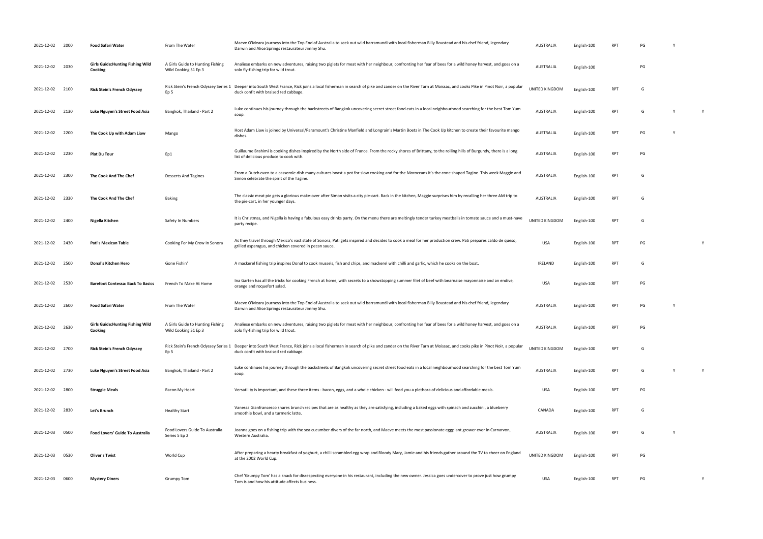| | | | | | | | | | | |
|---|---|---|---|---|---|---|---|---|---|---|
| 2021-12-02 | 2000 | **Food Safari Water** | From The Water | Maeve O'Meara journeys into the Top End of Australia to seek out wild barramundi with local fisherman Billy Boustead and his chef friend, legendary Darwin and Alice Springs restaurateur Jimmy Shu. | AUSTRALIA | English-100 | RPT | PG | Y | |
| 2021-12-02 | 2030 | **Girls Guide:Hunting Fishing Wild Cooking** | A Girls Guide to Hunting Fishing Wild Cooking S1 Ep 3 | Analiese embarks on new adventures, raising two piglets for meat with her neighbour, confronting her fear of bees for a wild honey harvest, and goes on a solo fly-fishing trip for wild trout. | AUSTRALIA | English-100 | | PG | | |
| 2021-12-02 | 2100 | **Rick Stein's French Odyssey** | Rick Stein's French Odyssey Series 1 Ep 5 | Deeper into South West France, Rick joins a local fisherman in search of pike and zander on the River Tarn at Moissac, and cooks Pike in Pinot Noir, a popular duck confit with braised red cabbage. | UNITED KINGDOM | English-100 | RPT | G | | |
| 2021-12-02 | 2130 | **Luke Nguyen's Street Food Asia** | Bangkok, Thailand - Part 2 | Luke continues his journey through the backstreets of Bangkok uncovering secret street food eats in a local neighbourhood searching for the best Tom Yum soup. | AUSTRALIA | English-100 | RPT | G | Y | Y |
| 2021-12-02 | 2200 | **The Cook Up with Adam Liaw** | Mango | Host Adam Liaw is joined by Universal/Paramount's Christine Manfield and Longrain's Martin Boetz in The Cook Up kitchen to create their favourite mango dishes. | AUSTRALIA | English-100 | RPT | PG | Y | |
| 2021-12-02 | 2230 | **Plat Du Tour** | Ep1 | Guillaume Brahimi is cooking dishes inspired by the North side of France. From the rocky shores of Brittany, to the rolling hills of Burgundy, there is a long list of delicious produce to cook with. | AUSTRALIA | English-100 | RPT | PG | | |
| 2021-12-02 | 2300 | **The Cook And The Chef** | Desserts And Tagines | From a Dutch oven to a casserole dish many cultures boast a pot for slow cooking and for the Moroccans it's the cone shaped Tagine. This week Maggie and Simon celebrate the spirit of the Tagine. | AUSTRALIA | English-100 | RPT | G | | |
| 2021-12-02 | 2330 | **The Cook And The Chef** | Baking | The classic meat pie gets a glorious make-over after Simon visits a city pie-cart. Back in the kitchen, Maggie surprises him by recalling her three AM trip to the pie-cart, in her younger days. | AUSTRALIA | English-100 | RPT | G | | |
| 2021-12-02 | 2400 | **Nigella Kitchen** | Safety In Numbers | It is Christmas, and Nigella is having a fabulous easy drinks party. On the menu there are meltingly tender turkey meatballs in tomato sauce and a must-have party recipe. | UNITED KINGDOM | English-100 | RPT | G | | |
| 2021-12-02 | 2430 | **Pati's Mexican Table** | Cooking For My Crew In Sonora | As they travel through Mexico's vast state of Sonora, Pati gets inspired and decides to cook a meal for her production crew. Pati prepares caldo de queso, grilled asparagus, and chicken covered in pecan sauce. | USA | English-100 | RPT | PG | | Y |
| 2021-12-02 | 2500 | **Donal's Kitchen Hero** | Gone Fishin' | A mackerel fishing trip inspires Donal to cook mussels, fish and chips, and mackerel with chilli and garlic, which he cooks on the boat. | IRELAND | English-100 | RPT | G | | |
| 2021-12-02 | 2530 | **Barefoot Contessa: Back To Basics** | French To Make At Home | Ina Garten has all the tricks for cooking French at home, with secrets to a showstopping summer filet of beef with bearnaise mayonnaise and an endive, orange and roquefort salad. | USA | English-100 | RPT | PG | | |
| 2021-12-02 | 2600 | **Food Safari Water** | From The Water | Maeve O'Meara journeys into the Top End of Australia to seek out wild barramundi with local fisherman Billy Boustead and his chef friend, legendary Darwin and Alice Springs restaurateur Jimmy Shu. | AUSTRALIA | English-100 | RPT | PG | Y | |
| 2021-12-02 | 2630 | **Girls Guide:Hunting Fishing Wild Cooking** | A Girls Guide to Hunting Fishing Wild Cooking S1 Ep 3 | Analiese embarks on new adventures, raising two piglets for meat with her neighbour, confronting her fear of bees for a wild honey harvest, and goes on a solo fly-fishing trip for wild trout. | AUSTRALIA | English-100 | RPT | PG | | |
| 2021-12-02 | 2700 | **Rick Stein's French Odyssey** | Rick Stein's French Odyssey Series 1 Ep 5 | Deeper into South West France, Rick joins a local fisherman in search of pike and zander on the River Tarn at Moissac, and cooks pike in Pinot Noir, a popular duck confit with braised red cabbage. | UNITED KINGDOM | English-100 | RPT | G | | |
| 2021-12-02 | 2730 | **Luke Nguyen's Street Food Asia** | Bangkok, Thailand - Part 2 | Luke continues his journey through the backstreets of Bangkok uncovering secret street food eats in a local neighbourhood searching for the best Tom Yum soup. | AUSTRALIA | English-100 | RPT | G | Y | Y |
| 2021-12-02 | 2800 | **Struggle Meals** | Bacon My Heart | Versatility is important, and these three items - bacon, eggs, and a whole chicken - will feed you a plethora of delicious and affordable meals. | USA | English-100 | RPT | PG | | |
| 2021-12-02 | 2830 | **Let's Brunch** | Healthy Start | Vanessa Gianfrancesco shares brunch recipes that are as healthy as they are satisfying, including a baked eggs with spinach and zucchini, a blueberry smoothie bowl, and a turmeric latte. | CANADA | English-100 | RPT | G | | |
| 2021-12-03 | 0500 | **Food Lovers' Guide To Australia** | Food Lovers Guide To Australia Series 5 Ep 2 | Joanna goes on a fishing trip with the sea cucumber divers of the far north, and Maeve meets the most passionate eggplant grower ever in Carnarvon, Western Australia. | AUSTRALIA | English-100 | RPT | G | Y | |
| 2021-12-03 | 0530 | **Oliver's Twist** | World Cup | After preparing a hearty breakfast of yoghurt, a chilli scrambled egg wrap and Bloody Mary, Jamie and his friends gather around the TV to cheer on England at the 2002 World Cup. | UNITED KINGDOM | English-100 | RPT | PG | | |
| 2021-12-03 | 0600 | **Mystery Diners** | Grumpy Tom | Chef 'Grumpy Tom' has a knack for disrespecting everyone in his restaurant, including the new owner. Jessica goes undercover to prove just how grumpy Tom is and how his attitude affects business. | USA | English-100 | RPT | PG | | Y |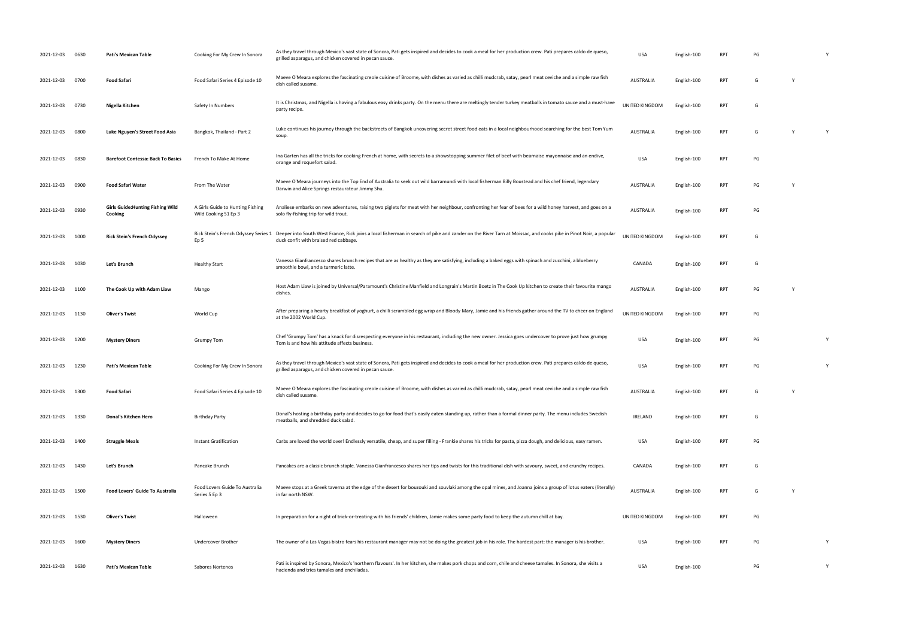| | | | | | | | | | | |
|---|---|---|---|---|---|---|---|---|---|---|
| 2021-12-03 | 0630 | **Pati's Mexican Table** | Cooking For My Crew In Sonora | As they travel through Mexico's vast state of Sonora, Pati gets inspired and decides to cook a meal for her production crew. Pati prepares caldo de queso, grilled asparagus, and chicken covered in pecan sauce. | USA | English-100 | RPT | PG | | Y |
| 2021-12-03 | 0700 | **Food Safari** | Food Safari Series 4 Episode 10 | Maeve O'Meara explores the fascinating creole cuisine of Broome, with dishes as varied as chilli mudcrab, satay, pearl meat ceviche and a simple raw fish dish called susame. | AUSTRALIA | English-100 | RPT | G | Y | |
| 2021-12-03 | 0730 | **Nigella Kitchen** | Safety In Numbers | It is Christmas, and Nigella is having a fabulous easy drinks party. On the menu there are meltingly tender turkey meatballs in tomato sauce and a must-have party recipe. | UNITED KINGDOM | English-100 | RPT | G | | |
| 2021-12-03 | 0800 | **Luke Nguyen's Street Food Asia** | Bangkok, Thailand - Part 2 | Luke continues his journey through the backstreets of Bangkok uncovering secret street food eats in a local neighbourhood searching for the best Tom Yum soup. | AUSTRALIA | English-100 | RPT | G | Y | Y |
| 2021-12-03 | 0830 | **Barefoot Contessa: Back To Basics** | French To Make At Home | Ina Garten has all the tricks for cooking French at home, with secrets to a showstopping summer filet of beef with bearnaise mayonnaise and an endive, orange and roquefort salad. | USA | English-100 | RPT | PG | | |
| 2021-12-03 | 0900 | **Food Safari Water** | From The Water | Maeve O'Meara journeys into the Top End of Australia to seek out wild barramundi with local fisherman Billy Boustead and his chef friend, legendary Darwin and Alice Springs restaurateur Jimmy Shu. | AUSTRALIA | English-100 | RPT | PG | Y | |
| 2021-12-03 | 0930 | **Girls Guide:Hunting Fishing Wild Cooking** | A Girls Guide to Hunting Fishing Wild Cooking S1 Ep 3 | Analiese embarks on new adventures, raising two piglets for meat with her neighbour, confronting her fear of bees for a wild honey harvest, and goes on a solo fly-fishing trip for wild trout. | AUSTRALIA | English-100 | RPT | PG | | |
| 2021-12-03 | 1000 | **Rick Stein's French Odyssey** | Rick Stein's French Odyssey Series 1 Ep 5 | Deeper into South West France, Rick joins a local fisherman in search of pike and zander on the River Tarn at Moissac, and cooks pike in Pinot Noir, a popular duck confit with braised red cabbage. | UNITED KINGDOM | English-100 | RPT | G | | |
| 2021-12-03 | 1030 | **Let's Brunch** | Healthy Start | Vanessa Gianfrancesco shares brunch recipes that are as healthy as they are satisfying, including a baked eggs with spinach and zucchini, a blueberry smoothie bowl, and a turmeric latte. | CANADA | English-100 | RPT | G | | |
| 2021-12-03 | 1100 | **The Cook Up with Adam Liaw** | Mango | Host Adam Liaw is joined by Universal/Paramount's Christine Manfield and Longrain's Martin Boetz in The Cook Up kitchen to create their favourite mango dishes. | AUSTRALIA | English-100 | RPT | PG | Y | |
| 2021-12-03 | 1130 | **Oliver's Twist** | World Cup | After preparing a hearty breakfast of yoghurt, a chilli scrambled egg wrap and Bloody Mary, Jamie and his friends gather around the TV to cheer on England at the 2002 World Cup. | UNITED KINGDOM | English-100 | RPT | PG | | |
| 2021-12-03 | 1200 | **Mystery Diners** | Grumpy Tom | Chef 'Grumpy Tom' has a knack for disrespecting everyone in his restaurant, including the new owner. Jessica goes undercover to prove just how grumpy Tom is and how his attitude affects business. | USA | English-100 | RPT | PG | | Y |
| 2021-12-03 | 1230 | **Pati's Mexican Table** | Cooking For My Crew In Sonora | As they travel through Mexico's vast state of Sonora, Pati gets inspired and decides to cook a meal for her production crew. Pati prepares caldo de queso, grilled asparagus, and chicken covered in pecan sauce. | USA | English-100 | RPT | PG | | Y |
| 2021-12-03 | 1300 | **Food Safari** | Food Safari Series 4 Episode 10 | Maeve O'Meara explores the fascinating creole cuisine of Broome, with dishes as varied as chilli mudcrab, satay, pearl meat ceviche and a simple raw fish dish called susame. | AUSTRALIA | English-100 | RPT | G | Y | |
| 2021-12-03 | 1330 | **Donal's Kitchen Hero** | Birthday Party | Donal's hosting a birthday party and decides to go for food that's easily eaten standing up, rather than a formal dinner party. The menu includes Swedish meatballs, and shredded duck salad. | IRELAND | English-100 | RPT | G | | |
| 2021-12-03 | 1400 | **Struggle Meals** | Instant Gratification | Carbs are loved the world over! Endlessly versatile, cheap, and super filling - Frankie shares his tricks for pasta, pizza dough, and delicious, easy ramen. | USA | English-100 | RPT | PG | | |
| 2021-12-03 | 1430 | **Let's Brunch** | Pancake Brunch | Pancakes are a classic brunch staple. Vanessa Gianfrancesco shares her tips and twists for this traditional dish with savoury, sweet, and crunchy recipes. | CANADA | English-100 | RPT | G | | |
| 2021-12-03 | 1500 | **Food Lovers' Guide To Australia** | Food Lovers Guide To Australia Series 5 Ep 3 | Maeve stops at a Greek taverna at the edge of the desert for bouzouki and souvlaki among the opal mines, and Joanna joins a group of lotus eaters (literally) in far north NSW. | AUSTRALIA | English-100 | RPT | G | Y | |
| 2021-12-03 | 1530 | **Oliver's Twist** | Halloween | In preparation for a night of trick-or-treating with his friends' children, Jamie makes some party food to keep the autumn chill at bay. | UNITED KINGDOM | English-100 | RPT | PG | | |
| 2021-12-03 | 1600 | **Mystery Diners** | Undercover Brother | The owner of a Las Vegas bistro fears his restaurant manager may not be doing the greatest job in his role. The hardest part: the manager is his brother. | USA | English-100 | RPT | PG | | Y |
| 2021-12-03 | 1630 | **Pati's Mexican Table** | Sabores Nortenos | Pati is inspired by Sonora, Mexico's 'northern flavours'. In her kitchen, she makes pork chops and corn, chile and cheese tamales. In Sonora, she visits a hacienda and tries tamales and enchiladas. | USA | English-100 | | PG | | Y |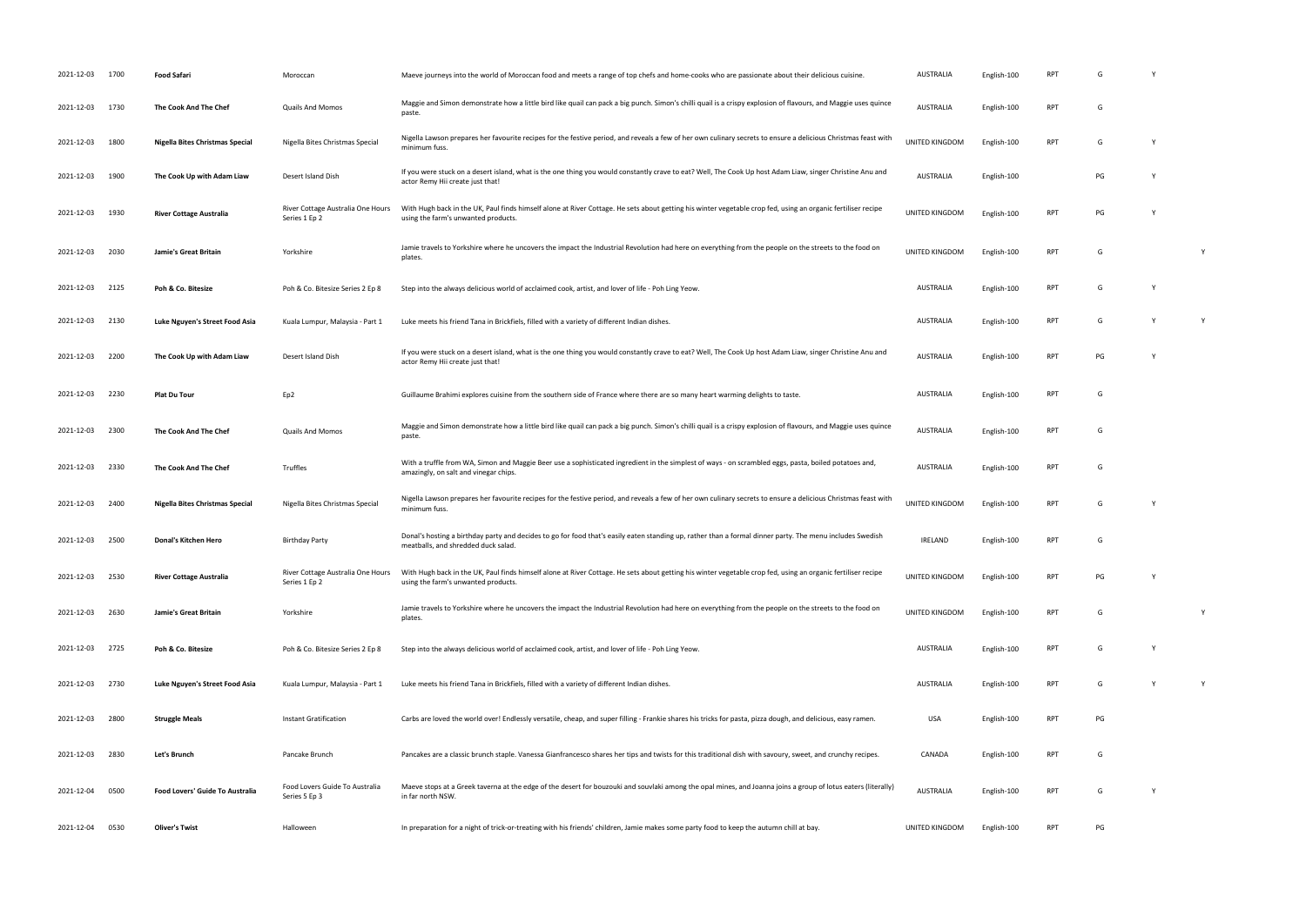| | | | | | | | | | | |
|---|---|---|---|---|---|---|---|---|---|---|
| 2021-12-03 | 1700 | **Food Safari** | Moroccan | Maeve journeys into the world of Moroccan food and meets a range of top chefs and home-cooks who are passionate about their delicious cuisine. | AUSTRALIA | English-100 | RPT | G | Y | |
| 2021-12-03 | 1730 | **The Cook And The Chef** | Quails And Momos | Maggie and Simon demonstrate how a little bird like quail can pack a big punch. Simon's chilli quail is a crispy explosion of flavours, and Maggie uses quince paste. | AUSTRALIA | English-100 | RPT | G | | |
| 2021-12-03 | 1800 | **Nigella Bites Christmas Special** | Nigella Bites Christmas Special | Nigella Lawson prepares her favourite recipes for the festive period, and reveals a few of her own culinary secrets to ensure a delicious Christmas feast with minimum fuss. | UNITED KINGDOM | English-100 | RPT | G | Y | |
| 2021-12-03 | 1900 | **The Cook Up with Adam Liaw** | Desert Island Dish | If you were stuck on a desert island, what is the one thing you would constantly crave to eat? Well, The Cook Up host Adam Liaw, singer Christine Anu and actor Remy Hii create just that! | AUSTRALIA | English-100 | | PG | Y | |
| 2021-12-03 | 1930 | **River Cottage Australia** | River Cottage Australia One Hours Series 1 Ep 2 | With Hugh back in the UK, Paul finds himself alone at River Cottage. He sets about getting his winter vegetable crop fed, using an organic fertiliser recipe using the farm's unwanted products. | UNITED KINGDOM | English-100 | RPT | PG | Y | |
| 2021-12-03 | 2030 | **Jamie's Great Britain** | Yorkshire | Jamie travels to Yorkshire where he uncovers the impact the Industrial Revolution had here on everything from the people on the streets to the food on plates. | UNITED KINGDOM | English-100 | RPT | G | | Y |
| 2021-12-03 | 2125 | **Poh & Co. Bitesize** | Poh & Co. Bitesize Series 2 Ep 8 | Step into the always delicious world of acclaimed cook, artist, and lover of life - Poh Ling Yeow. | AUSTRALIA | English-100 | RPT | G | Y | |
| 2021-12-03 | 2130 | **Luke Nguyen's Street Food Asia** | Kuala Lumpur, Malaysia - Part 1 | Luke meets his friend Tana in Brickfiels, filled with a variety of different Indian dishes. | AUSTRALIA | English-100 | RPT | G | Y | Y |
| 2021-12-03 | 2200 | **The Cook Up with Adam Liaw** | Desert Island Dish | If you were stuck on a desert island, what is the one thing you would constantly crave to eat? Well, The Cook Up host Adam Liaw, singer Christine Anu and actor Remy Hii create just that! | AUSTRALIA | English-100 | RPT | PG | Y | |
| 2021-12-03 | 2230 | **Plat Du Tour** | Ep2 | Guillaume Brahimi explores cuisine from the southern side of France where there are so many heart warming delights to taste. | AUSTRALIA | English-100 | RPT | G | | |
| 2021-12-03 | 2300 | **The Cook And The Chef** | Quails And Momos | Maggie and Simon demonstrate how a little bird like quail can pack a big punch. Simon's chilli quail is a crispy explosion of flavours, and Maggie uses quince paste. | AUSTRALIA | English-100 | RPT | G | | |
| 2021-12-03 | 2330 | **The Cook And The Chef** | Truffles | With a truffle from WA, Simon and Maggie Beer use a sophisticated ingredient in the simplest of ways - on scrambled eggs, pasta, boiled potatoes and, amazingly, on salt and vinegar chips. | AUSTRALIA | English-100 | RPT | G | | |
| 2021-12-03 | 2400 | **Nigella Bites Christmas Special** | Nigella Bites Christmas Special | Nigella Lawson prepares her favourite recipes for the festive period, and reveals a few of her own culinary secrets to ensure a delicious Christmas feast with minimum fuss. | UNITED KINGDOM | English-100 | RPT | G | Y | |
| 2021-12-03 | 2500 | **Donal's Kitchen Hero** | Birthday Party | Donal's hosting a birthday party and decides to go for food that's easily eaten standing up, rather than a formal dinner party. The menu includes Swedish meatballs, and shredded duck salad. | IRELAND | English-100 | RPT | G | | |
| 2021-12-03 | 2530 | **River Cottage Australia** | River Cottage Australia One Hours Series 1 Ep 2 | With Hugh back in the UK, Paul finds himself alone at River Cottage. He sets about getting his winter vegetable crop fed, using an organic fertiliser recipe using the farm's unwanted products. | UNITED KINGDOM | English-100 | RPT | PG | Y | |
| 2021-12-03 | 2630 | **Jamie's Great Britain** | Yorkshire | Jamie travels to Yorkshire where he uncovers the impact the Industrial Revolution had here on everything from the people on the streets to the food on plates. | UNITED KINGDOM | English-100 | RPT | G | | Y |
| 2021-12-03 | 2725 | **Poh & Co. Bitesize** | Poh & Co. Bitesize Series 2 Ep 8 | Step into the always delicious world of acclaimed cook, artist, and lover of life - Poh Ling Yeow. | AUSTRALIA | English-100 | RPT | G | Y | |
| 2021-12-03 | 2730 | **Luke Nguyen's Street Food Asia** | Kuala Lumpur, Malaysia - Part 1 | Luke meets his friend Tana in Brickfiels, filled with a variety of different Indian dishes. | AUSTRALIA | English-100 | RPT | G | Y | Y |
| 2021-12-03 | 2800 | **Struggle Meals** | Instant Gratification | Carbs are loved the world over! Endlessly versatile, cheap, and super filling - Frankie shares his tricks for pasta, pizza dough, and delicious, easy ramen. | USA | English-100 | RPT | PG | | |
| 2021-12-03 | 2830 | **Let's Brunch** | Pancake Brunch | Pancakes are a classic brunch staple. Vanessa Gianfrancesco shares her tips and twists for this traditional dish with savoury, sweet, and crunchy recipes. | CANADA | English-100 | RPT | G | | |
| 2021-12-04 | 0500 | **Food Lovers' Guide To Australia** | Food Lovers Guide To Australia Series 5 Ep 3 | Maeve stops at a Greek taverna at the edge of the desert for bouzouki and souvlaki among the opal mines, and Joanna joins a group of lotus eaters (literally) in far north NSW. | AUSTRALIA | English-100 | RPT | G | Y | |
| 2021-12-04 | 0530 | **Oliver's Twist** | Halloween | In preparation for a night of trick-or-treating with his friends' children, Jamie makes some party food to keep the autumn chill at bay. | UNITED KINGDOM | English-100 | RPT | PG | | |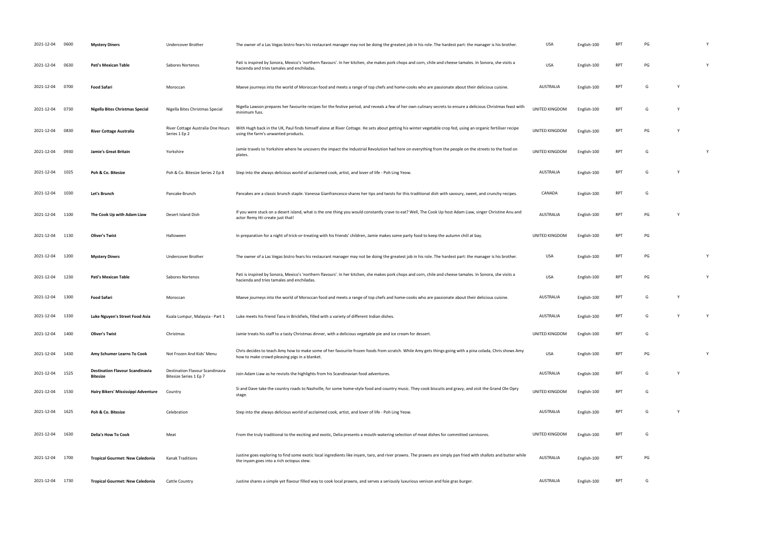| | | | | | | | | | | |
|---|---|---|---|---|---|---|---|---|---|---|
| 2021-12-04 | 0600 | **Mystery Diners** | Undercover Brother | The owner of a Las Vegas bistro fears his restaurant manager may not be doing the greatest job in his role. The hardest part: the manager is his brother. | USA | English-100 | RPT | PG | | Y |
| 2021-12-04 | 0630 | **Pati's Mexican Table** | Sabores Nortenos | Pati is inspired by Sonora, Mexico's 'northern flavours'. In her kitchen, she makes pork chops and corn, chile and cheese tamales. In Sonora, she visits a hacienda and tries tamales and enchiladas. | USA | English-100 | RPT | PG | | Y |
| 2021-12-04 | 0700 | **Food Safari** | Moroccan | Maeve journeys into the world of Moroccan food and meets a range of top chefs and home-cooks who are passionate about their delicious cuisine. | AUSTRALIA | English-100 | RPT | G | Y | |
| 2021-12-04 | 0730 | **Nigella Bites Christmas Special** | Nigella Bites Christmas Special | Nigella Lawson prepares her favourite recipes for the festive period, and reveals a few of her own culinary secrets to ensure a delicious Christmas feast with minimum fuss. | UNITED KINGDOM | English-100 | RPT | G | Y | |
| 2021-12-04 | 0830 | **River Cottage Australia** | River Cottage Australia One Hours Series 1 Ep 2 | With Hugh back in the UK, Paul finds himself alone at River Cottage. He sets about getting his winter vegetable crop fed, using an organic fertiliser recipe using the farm's unwanted products. | UNITED KINGDOM | English-100 | RPT | PG | Y | |
| 2021-12-04 | 0930 | **Jamie's Great Britain** | Yorkshire | Jamie travels to Yorkshire where he uncovers the impact the Industrial Revolution had here on everything from the people on the streets to the food on plates. | UNITED KINGDOM | English-100 | RPT | G | | Y |
| 2021-12-04 | 1025 | **Poh & Co. Bitesize** | Poh & Co. Bitesize Series 2 Ep 8 | Step into the always delicious world of acclaimed cook, artist, and lover of life - Poh Ling Yeow. | AUSTRALIA | English-100 | RPT | G | Y | |
| 2021-12-04 | 1030 | **Let's Brunch** | Pancake Brunch | Pancakes are a classic brunch staple. Vanessa Gianfrancesco shares her tips and twists for this traditional dish with savoury, sweet, and crunchy recipes. | CANADA | English-100 | RPT | G | | |
| 2021-12-04 | 1100 | **The Cook Up with Adam Liaw** | Desert Island Dish | If you were stuck on a desert island, what is the one thing you would constantly crave to eat? Well, The Cook Up host Adam Liaw, singer Christine Anu and actor Remy Hii create just that! | AUSTRALIA | English-100 | RPT | PG | Y | |
| 2021-12-04 | 1130 | **Oliver's Twist** | Halloween | In preparation for a night of trick-or-treating with his friends' children, Jamie makes some party food to keep the autumn chill at bay. | UNITED KINGDOM | English-100 | RPT | PG | | |
| 2021-12-04 | 1200 | **Mystery Diners** | Undercover Brother | The owner of a Las Vegas bistro fears his restaurant manager may not be doing the greatest job in his role. The hardest part: the manager is his brother. | USA | English-100 | RPT | PG | | Y |
| 2021-12-04 | 1230 | **Pati's Mexican Table** | Sabores Nortenos | Pati is inspired by Sonora, Mexico's 'northern flavours'. In her kitchen, she makes pork chops and corn, chile and cheese tamales. In Sonora, she visits a hacienda and tries tamales and enchiladas. | USA | English-100 | RPT | PG | | Y |
| 2021-12-04 | 1300 | **Food Safari** | Moroccan | Maeve journeys into the world of Moroccan food and meets a range of top chefs and home-cooks who are passionate about their delicious cuisine. | AUSTRALIA | English-100 | RPT | G | Y | |
| 2021-12-04 | 1330 | **Luke Nguyen's Street Food Asia** | Kuala Lumpur, Malaysia - Part 1 | Luke meets his friend Tana in Brickfiels, filled with a variety of different Indian dishes. | AUSTRALIA | English-100 | RPT | G | Y | Y |
| 2021-12-04 | 1400 | **Oliver's Twist** | Christmas | Jamie treats his staff to a tasty Christmas dinner, with a delicious vegetable pie and ice cream for dessert. | UNITED KINGDOM | English-100 | RPT | G | | |
| 2021-12-04 | 1430 | **Amy Schumer Learns To Cook** | Not Frozen And Kids' Menu | Chris decides to teach Amy how to make some of her favourite frozen foods from scratch. While Amy gets things going with a pina colada, Chris shows Amy how to make crowd-pleasing pigs in a blanket. | USA | English-100 | RPT | PG | | Y |
| 2021-12-04 | 1525 | **Destination Flavour Scandinavia Bitesize** | Destination Flavour Scandinavia Bitesize Series 1 Ep 7 | Join Adam Liaw as he revisits the highlights from his Scandinavian food adventures. | AUSTRALIA | English-100 | RPT | G | Y | |
| 2021-12-04 | 1530 | **Hairy Bikers' Mississippi Adventure** | Country | Si and Dave take the country roads to Nashville, for some home-style food and country music. They cook biscuits and gravy, and visit the Grand Ole Opry stage. | UNITED KINGDOM | English-100 | RPT | G | | |
| 2021-12-04 | 1625 | **Poh & Co. Bitesize** | Celebration | Step into the always delicious world of acclaimed cook, artist, and lover of life - Poh Ling Yeow. | AUSTRALIA | English-100 | RPT | G | Y | |
| 2021-12-04 | 1630 | **Delia's How To Cook** | Meat | From the truly traditional to the exciting and exotic, Delia presents a mouth-watering selection of meat dishes for committed carnivores. | UNITED KINGDOM | English-100 | RPT | G | | |
| 2021-12-04 | 1700 | **Tropical Gourmet: New Caledonia** | Kanak Traditions | Justine goes exploring to find some exotic local ingredients like inyam, taro, and river prawns. The prawns are simply pan fried with shallots and butter while the inyam goes into a rich octopus stew. | AUSTRALIA | English-100 | RPT | PG | | |
| 2021-12-04 | 1730 | **Tropical Gourmet: New Caledonia** | Cattle Country | Justine shares a simple yet flavour filled way to cook local prawns, and serves a seriously luxurious venison and foie gras burger. | AUSTRALIA | English-100 | RPT | G | | |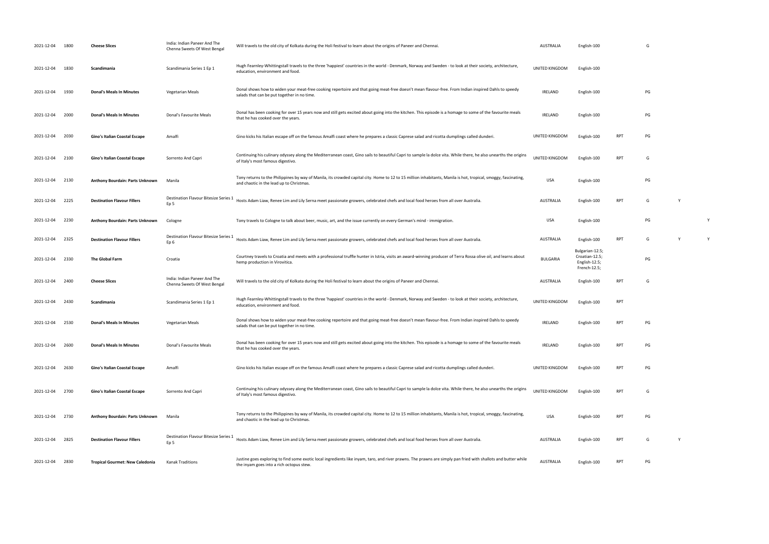| | | | | | | | | | | |
|---|---|---|---|---|---|---|---|---|---|---|
| 2021-12-04 | 1800 | **Cheese Slices** | India: Indian Paneer And The Chenna Sweets Of West Bengal | Will travels to the old city of Kolkata during the Holi festival to learn about the origins of Paneer and Chennai. | AUSTRALIA | English-100 | | G | | |
| 2021-12-04 | 1830 | **Scandimania** | Scandimania Series 1 Ep 1 | Hugh Fearnley-Whittingstall travels to the three 'happiest' countries in the world - Denmark, Norway and Sweden - to look at their society, architecture, education, environment and food. | UNITED KINGDOM | English-100 | | | | |
| 2021-12-04 | 1930 | **Donal's Meals In Minutes** | Vegetarian Meals | Donal shows how to widen your meat-free cooking repertoire and that going meat-free doesn't mean flavour-free. From Indian inspired Dahls to speedy salads that can be put together in no time. | IRELAND | English-100 | | PG | | |
| 2021-12-04 | 2000 | **Donal's Meals In Minutes** | Donal's Favourite Meals | Donal has been cooking for over 15 years now and still gets excited about going into the kitchen. This episode is a homage to some of the favourite meals that he has cooked over the years. | IRELAND | English-100 | | PG | | |
| 2021-12-04 | 2030 | **Gino's Italian Coastal Escape** | Amalfi | Gino kicks his Italian escape off on the famous Amalfi coast where he prepares a classic Caprese salad and ricotta dumplings called dunderi. | UNITED KINGDOM | English-100 | RPT | PG | | |
| 2021-12-04 | 2100 | **Gino's Italian Coastal Escape** | Sorrento And Capri | Continuing his culinary odyssey along the Mediterranean coast, Gino sails to beautiful Capri to sample la dolce vita. While there, he also unearths the origins of Italy's most famous digestivo. | UNITED KINGDOM | English-100 | RPT | G | | |
| 2021-12-04 | 2130 | **Anthony Bourdain: Parts Unknown** | Manila | Tony returns to the Philippines by way of Manila, its crowded capital city. Home to 12 to 15 million inhabitants, Manila is hot, tropical, smoggy, fascinating, and chaotic in the lead up to Christmas. | USA | English-100 | | PG | | |
| 2021-12-04 | 2225 | **Destination Flavour Fillers** | Destination Flavour Bitesize Series 1 Ep 5 | Hosts Adam Liaw, Renee Lim and Lily Serna meet passionate growers, celebrated chefs and local food heroes from all over Australia. | AUSTRALIA | English-100 | RPT | G | Y | |
| 2021-12-04 | 2230 | **Anthony Bourdain: Parts Unknown** | Cologne | Tony travels to Cologne to talk about beer, music, art, and the issue currently on every German's mind - immigration. | USA | English-100 | | PG | | Y |
| 2021-12-04 | 2325 | **Destination Flavour Fillers** | Destination Flavour Bitesize Series 1 Ep 6 | Hosts Adam Liaw, Renee Lim and Lily Serna meet passionate growers, celebrated chefs and local food heroes from all over Australia. | AUSTRALIA | English-100 | RPT | G | Y | Y |
| 2021-12-04 | 2330 | **The Global Farm** | Croatia | Courtney travels to Croatia and meets with a professional truffle hunter in Istria, visits an award-winning producer of Terra Rossa olive oil, and learns about hemp production in Virovitica. | BULGARIA | Bulgarian-12.5; Croatian-12.5; English-12.5; French-12.5; | | PG | | |
| 2021-12-04 | 2400 | **Cheese Slices** | India: Indian Paneer And The Chenna Sweets Of West Bengal | Will travels to the old city of Kolkata during the Holi festival to learn about the origins of Paneer and Chennai. | AUSTRALIA | English-100 | RPT | G | | |
| 2021-12-04 | 2430 | **Scandimania** | Scandimania Series 1 Ep 1 | Hugh Fearnley-Whittingstall travels to the three 'happiest' countries in the world - Denmark, Norway and Sweden - to look at their society, architecture, education, environment and food. | UNITED KINGDOM | English-100 | RPT | | | |
| 2021-12-04 | 2530 | **Donal's Meals In Minutes** | Vegetarian Meals | Donal shows how to widen your meat-free cooking repertoire and that going meat-free doesn't mean flavour-free. From Indian inspired Dahls to speedy salads that can be put together in no time. | IRELAND | English-100 | RPT | PG | | |
| 2021-12-04 | 2600 | **Donal's Meals In Minutes** | Donal's Favourite Meals | Donal has been cooking for over 15 years now and still gets excited about going into the kitchen. This episode is a homage to some of the favourite meals that he has cooked over the years. | IRELAND | English-100 | RPT | PG | | |
| 2021-12-04 | 2630 | **Gino's Italian Coastal Escape** | Amalfi | Gino kicks his Italian escape off on the famous Amalfi coast where he prepares a classic Caprese salad and ricotta dumplings called dunderi. | UNITED KINGDOM | English-100 | RPT | PG | | |
| 2021-12-04 | 2700 | **Gino's Italian Coastal Escape** | Sorrento And Capri | Continuing his culinary odyssey along the Mediterranean coast, Gino sails to beautiful Capri to sample la dolce vita. While there, he also unearths the origins of Italy's most famous digestivo. | UNITED KINGDOM | English-100 | RPT | G | | |
| 2021-12-04 | 2730 | **Anthony Bourdain: Parts Unknown** | Manila | Tony returns to the Philippines by way of Manila, its crowded capital city. Home to 12 to 15 million inhabitants, Manila is hot, tropical, smoggy, fascinating, and chaotic in the lead up to Christmas. | USA | English-100 | RPT | PG | | |
| 2021-12-04 | 2825 | **Destination Flavour Fillers** | Destination Flavour Bitesize Series 1 Ep 5 | Hosts Adam Liaw, Renee Lim and Lily Serna meet passionate growers, celebrated chefs and local food heroes from all over Australia. | AUSTRALIA | English-100 | RPT | G | Y | |
| 2021-12-04 | 2830 | **Tropical Gourmet: New Caledonia** | Kanak Traditions | Justine goes exploring to find some exotic local ingredients like inyam, taro, and river prawns. The prawns are simply pan fried with shallots and butter while the inyam goes into a rich octopus stew. | AUSTRALIA | English-100 | RPT | PG | | |